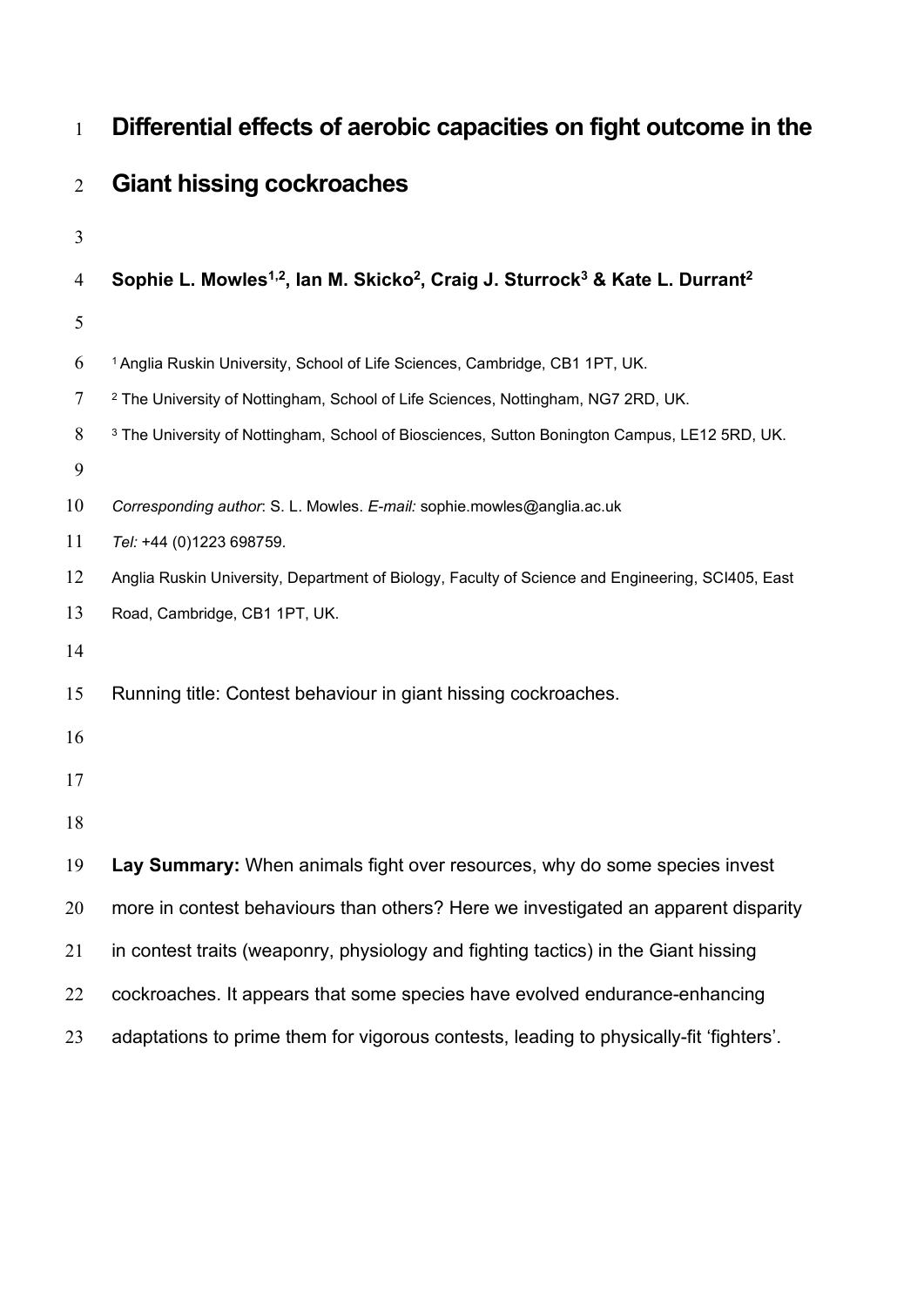# Differential effects of aerobic capacities on fight outcome in the Giant hissing cockroaches

**Sophie L. Mowles[1,2], Ian M. Skicko[2], Craig J. Sturrock[3] & Kate L. Durrant[2]**

[1] Anglia Ruskin University, School of Life Sciences, Cambridge, CB1 1PT, UK.

[2] The University of Nottingham, School of Life Sciences, Nottingham, NG7 2RD, UK.

[3] The University of Nottingham, School of Biosciences, Sutton Bonington Campus, LE12 5RD, UK.

*Corresponding author*: S. L. Mowles. *E-mail:* sophie.mowles@anglia.ac.uk

*Tel:* +44 (0)1223 698759.

Anglia Ruskin University, Department of Biology, Faculty of Science and Engineering, SCI405, East Road, Cambridge, CB1 1PT, UK.

Running title: Contest behaviour in giant hissing cockroaches.

**Lay Summary:** When animals fight over resources, why do some species invest more in contest behaviours than others? Here we investigated an apparent disparity in contest traits (weaponry, physiology and fighting tactics) in the Giant hissing cockroaches. It appears that some species have evolved endurance-enhancing adaptations to prime them for vigorous contests, leading to physically-fit 'fighters'.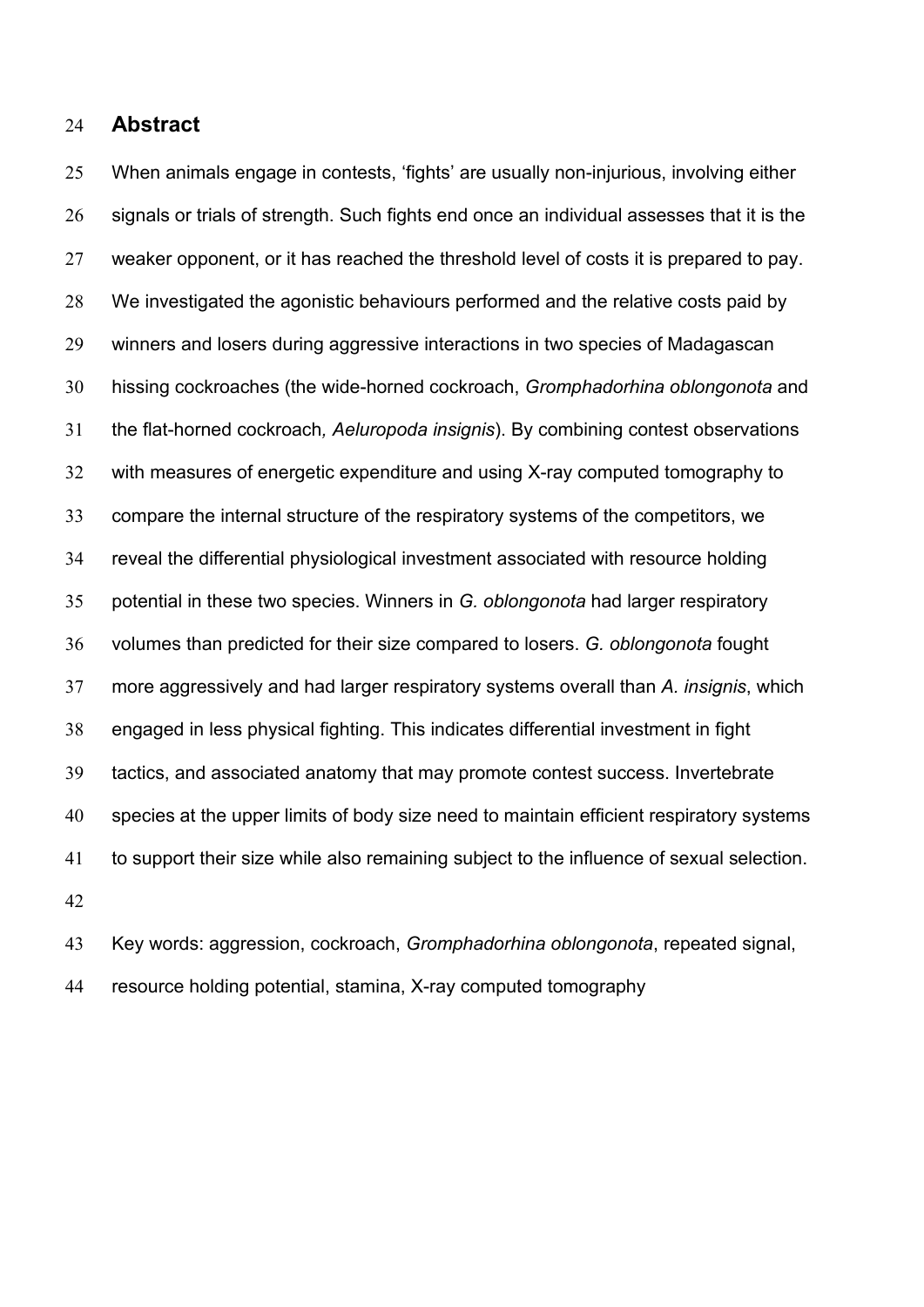## Abstract

When animals engage in contests, 'fights' are usually non-injurious, involving either signals or trials of strength. Such fights end once an individual assesses that it is the weaker opponent, or it has reached the threshold level of costs it is prepared to pay. We investigated the agonistic behaviours performed and the relative costs paid by winners and losers during aggressive interactions in two species of Madagascan hissing cockroaches (the wide-horned cockroach, *Gromphadorhina oblongonota* and the flat-horned cockroach*, Aeluropoda insignis*). By combining contest observations with measures of energetic expenditure and using X-ray computed tomography to compare the internal structure of the respiratory systems of the competitors, we reveal the differential physiological investment associated with resource holding potential in these two species. Winners in *G. oblongonota* had larger respiratory volumes than predicted for their size compared to losers. *G. oblongonota* fought more aggressively and had larger respiratory systems overall than *A. insignis*, which engaged in less physical fighting. This indicates differential investment in fight tactics, and associated anatomy that may promote contest success. Invertebrate species at the upper limits of body size need to maintain efficient respiratory systems to support their size while also remaining subject to the influence of sexual selection.

Key words: aggression, cockroach, *Gromphadorhina oblongonota*, repeated signal, resource holding potential, stamina, X-ray computed tomography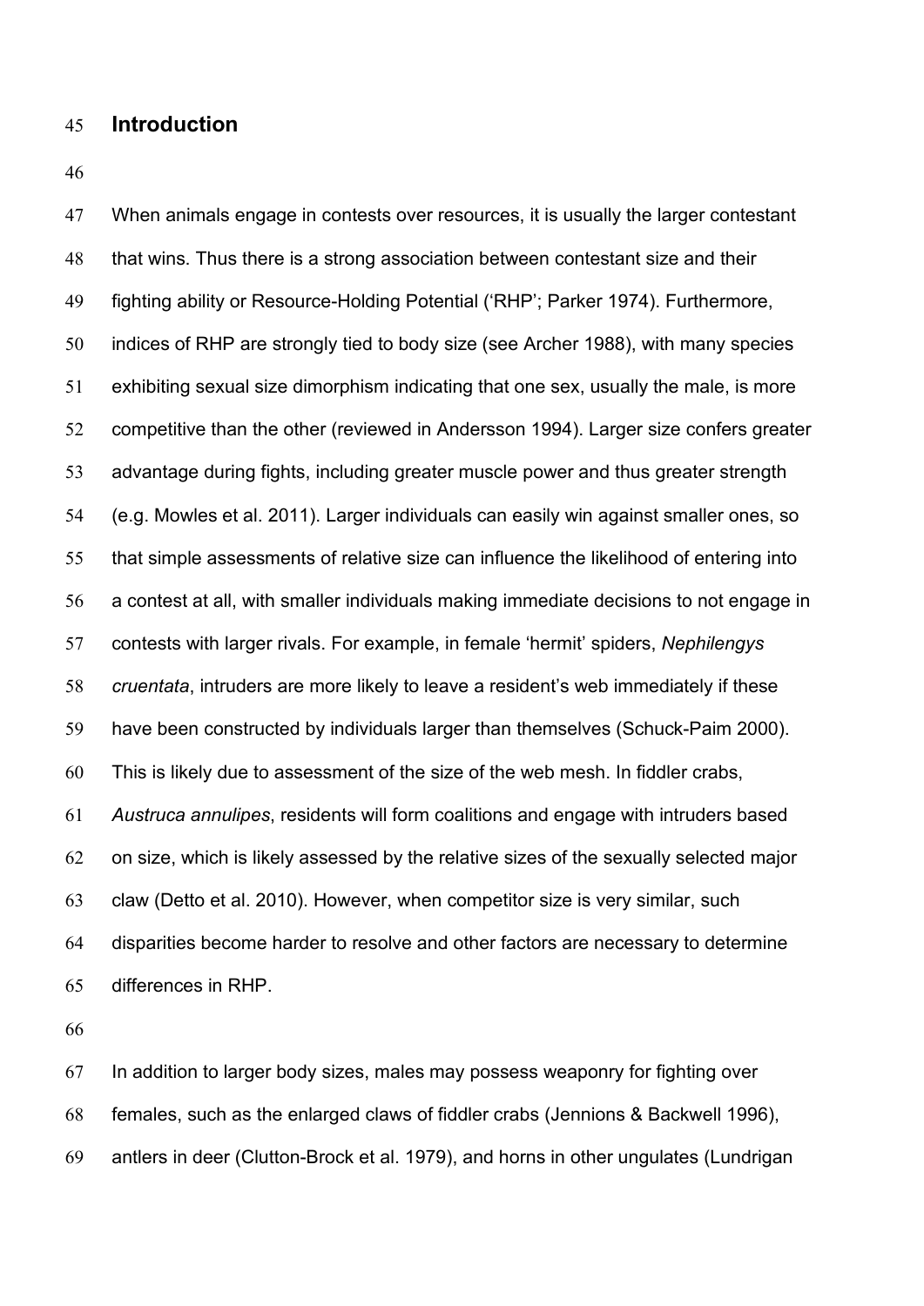## Introduction

When animals engage in contests over resources, it is usually the larger contestant that wins. Thus there is a strong association between contestant size and their fighting ability or Resource-Holding Potential ('RHP'; Parker 1974). Furthermore, indices of RHP are strongly tied to body size (see Archer 1988), with many species exhibiting sexual size dimorphism indicating that one sex, usually the male, is more competitive than the other (reviewed in Andersson 1994). Larger size confers greater advantage during fights, including greater muscle power and thus greater strength (e.g. Mowles et al. 2011). Larger individuals can easily win against smaller ones, so that simple assessments of relative size can influence the likelihood of entering into a contest at all, with smaller individuals making immediate decisions to not engage in contests with larger rivals. For example, in female 'hermit' spiders, *Nephilengys cruentata*, intruders are more likely to leave a resident's web immediately if these have been constructed by individuals larger than themselves (Schuck-Paim 2000). This is likely due to assessment of the size of the web mesh. In fiddler crabs, *Austruca annulipes*, residents will form coalitions and engage with intruders based on size, which is likely assessed by the relative sizes of the sexually selected major claw (Detto et al. 2010). However, when competitor size is very similar, such disparities become harder to resolve and other factors are necessary to determine differences in RHP.

In addition to larger body sizes, males may possess weaponry for fighting over females, such as the enlarged claws of fiddler crabs (Jennions & Backwell 1996), antlers in deer (Clutton-Brock et al. 1979), and horns in other ungulates (Lundrigan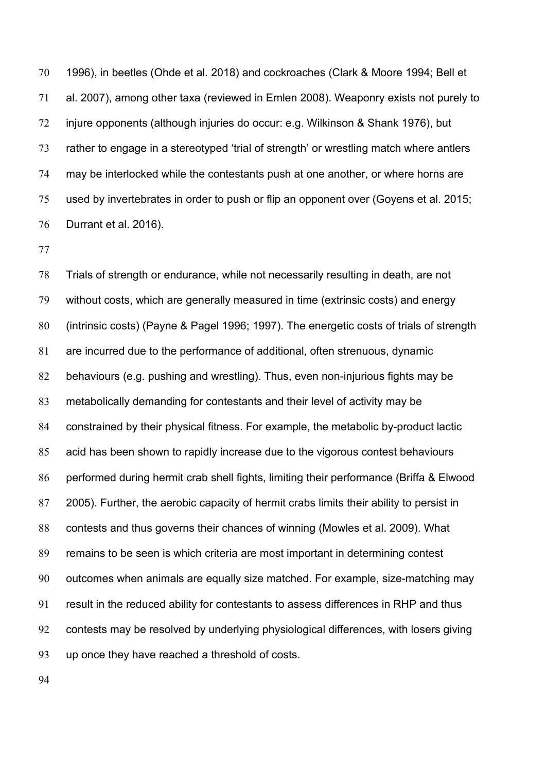1996), in beetles (Ohde et al. 2018) and cockroaches (Clark & Moore 1994; Bell et al. 2007), among other taxa (reviewed in Emlen 2008). Weaponry exists not purely to injure opponents (although injuries do occur: e.g. Wilkinson & Shank 1976), but rather to engage in a stereotyped 'trial of strength' or wrestling match where antlers may be interlocked while the contestants push at one another, or where horns are used by invertebrates in order to push or flip an opponent over (Goyens et al. 2015; Durrant et al. 2016).

Trials of strength or endurance, while not necessarily resulting in death, are not without costs, which are generally measured in time (extrinsic costs) and energy (intrinsic costs) (Payne & Pagel 1996; 1997). The energetic costs of trials of strength are incurred due to the performance of additional, often strenuous, dynamic behaviours (e.g. pushing and wrestling). Thus, even non-injurious fights may be metabolically demanding for contestants and their level of activity may be constrained by their physical fitness. For example, the metabolic by-product lactic acid has been shown to rapidly increase due to the vigorous contest behaviours performed during hermit crab shell fights, limiting their performance (Briffa & Elwood 2005). Further, the aerobic capacity of hermit crabs limits their ability to persist in contests and thus governs their chances of winning (Mowles et al. 2009). What remains to be seen is which criteria are most important in determining contest outcomes when animals are equally size matched. For example, size-matching may result in the reduced ability for contestants to assess differences in RHP and thus contests may be resolved by underlying physiological differences, with losers giving up once they have reached a threshold of costs.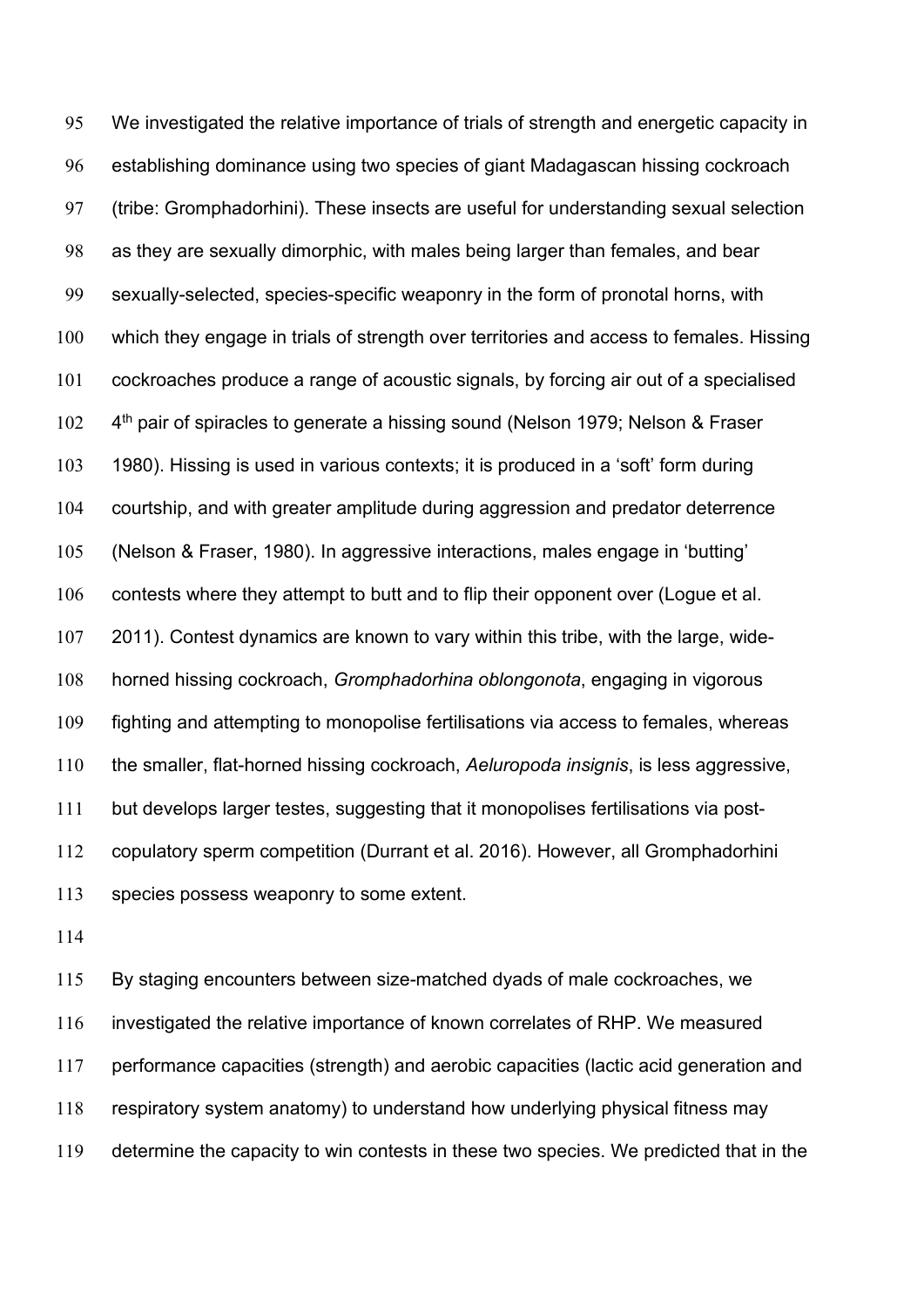We investigated the relative importance of trials of strength and energetic capacity in establishing dominance using two species of giant Madagascan hissing cockroach (tribe: Gromphadorhini). These insects are useful for understanding sexual selection as they are sexually dimorphic, with males being larger than females, and bear sexually-selected, species-specific weaponry in the form of pronotal horns, with which they engage in trials of strength over territories and access to females. Hissing cockroaches produce a range of acoustic signals, by forcing air out of a specialised 4th pair of spiracles to generate a hissing sound (Nelson 1979; Nelson & Fraser 1980). Hissing is used in various contexts; it is produced in a 'soft' form during courtship, and with greater amplitude during aggression and predator deterrence (Nelson & Fraser, 1980). In aggressive interactions, males engage in 'butting' contests where they attempt to butt and to flip their opponent over (Logue et al. 2011). Contest dynamics are known to vary within this tribe, with the large, wide-horned hissing cockroach, *Gromphadorhina oblongonota*, engaging in vigorous fighting and attempting to monopolise fertilisations via access to females, whereas the smaller, flat-horned hissing cockroach, *Aeluropoda insignis*, is less aggressive, but develops larger testes, suggesting that it monopolises fertilisations via post-copulatory sperm competition (Durrant et al. 2016). However, all Gromphadorhini species possess weaponry to some extent.

By staging encounters between size-matched dyads of male cockroaches, we investigated the relative importance of known correlates of RHP. We measured performance capacities (strength) and aerobic capacities (lactic acid generation and respiratory system anatomy) to understand how underlying physical fitness may determine the capacity to win contests in these two species. We predicted that in the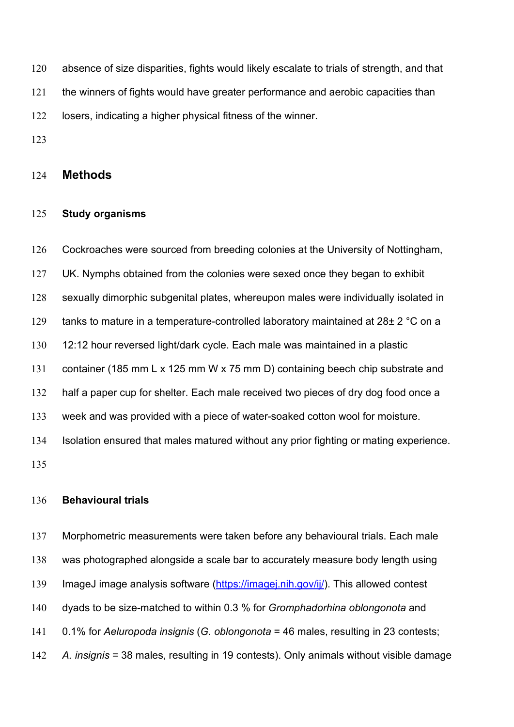absence of size disparities, fights would likely escalate to trials of strength, and that the winners of fights would have greater performance and aerobic capacities than losers, indicating a higher physical fitness of the winner.

## Methods

### Study organisms

Cockroaches were sourced from breeding colonies at the University of Nottingham, UK. Nymphs obtained from the colonies were sexed once they began to exhibit sexually dimorphic subgenital plates, whereupon males were individually isolated in tanks to mature in a temperature-controlled laboratory maintained at 28± 2 °C on a 12:12 hour reversed light/dark cycle. Each male was maintained in a plastic container (185 mm L x 125 mm W x 75 mm D) containing beech chip substrate and half a paper cup for shelter. Each male received two pieces of dry dog food once a week and was provided with a piece of water-soaked cotton wool for moisture. Isolation ensured that males matured without any prior fighting or mating experience.

### Behavioural trials

Morphometric measurements were taken before any behavioural trials. Each male was photographed alongside a scale bar to accurately measure body length using ImageJ image analysis software (https://imagej.nih.gov/ij/). This allowed contest dyads to be size-matched to within 0.3 % for *Gromphadorhina oblongonota* and 0.1% for *Aeluropoda insignis* (*G. oblongonota* = 46 males, resulting in 23 contests; *A. insignis* = 38 males, resulting in 19 contests). Only animals without visible damage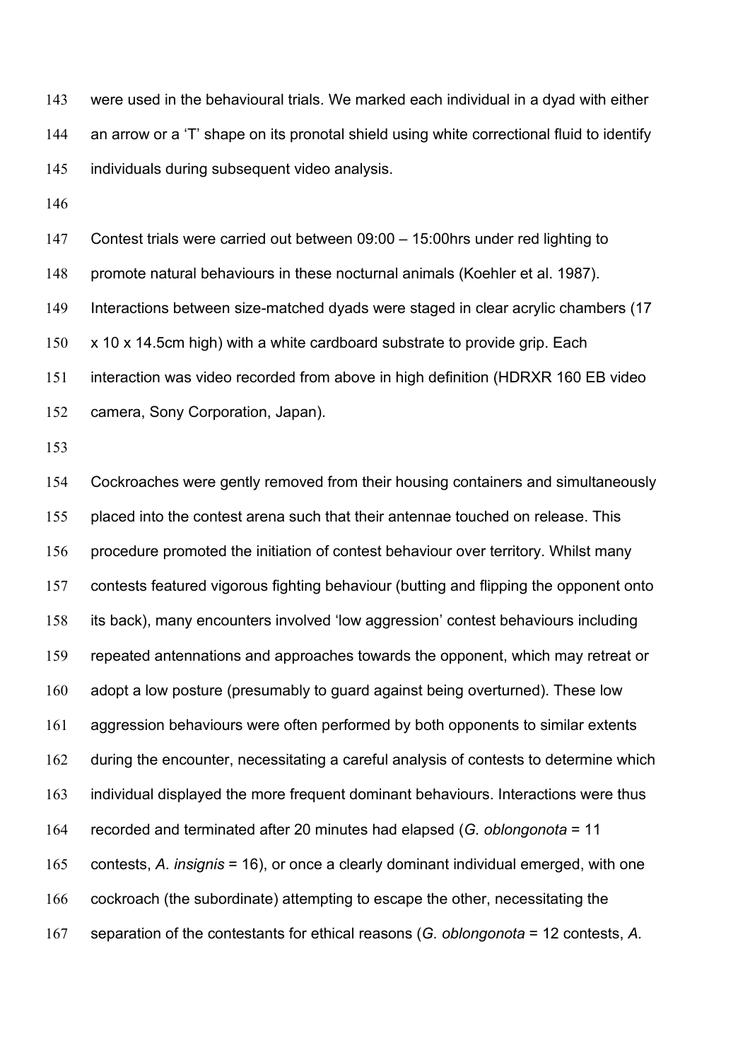were used in the behavioural trials. We marked each individual in a dyad with either an arrow or a 'T' shape on its pronotal shield using white correctional fluid to identify individuals during subsequent video analysis.

Contest trials were carried out between 09:00 – 15:00hrs under red lighting to promote natural behaviours in these nocturnal animals (Koehler et al. 1987). Interactions between size-matched dyads were staged in clear acrylic chambers (17 x 10 x 14.5cm high) with a white cardboard substrate to provide grip. Each interaction was video recorded from above in high definition (HDRXR 160 EB video camera, Sony Corporation, Japan).

Cockroaches were gently removed from their housing containers and simultaneously placed into the contest arena such that their antennae touched on release. This procedure promoted the initiation of contest behaviour over territory. Whilst many contests featured vigorous fighting behaviour (butting and flipping the opponent onto its back), many encounters involved 'low aggression' contest behaviours including repeated antennations and approaches towards the opponent, which may retreat or adopt a low posture (presumably to guard against being overturned). These low aggression behaviours were often performed by both opponents to similar extents during the encounter, necessitating a careful analysis of contests to determine which individual displayed the more frequent dominant behaviours. Interactions were thus recorded and terminated after 20 minutes had elapsed (*G. oblongonota* = 11 contests, *A. insignis* = 16), or once a clearly dominant individual emerged, with one cockroach (the subordinate) attempting to escape the other, necessitating the separation of the contestants for ethical reasons (*G. oblongonota* = 12 contests, *A.*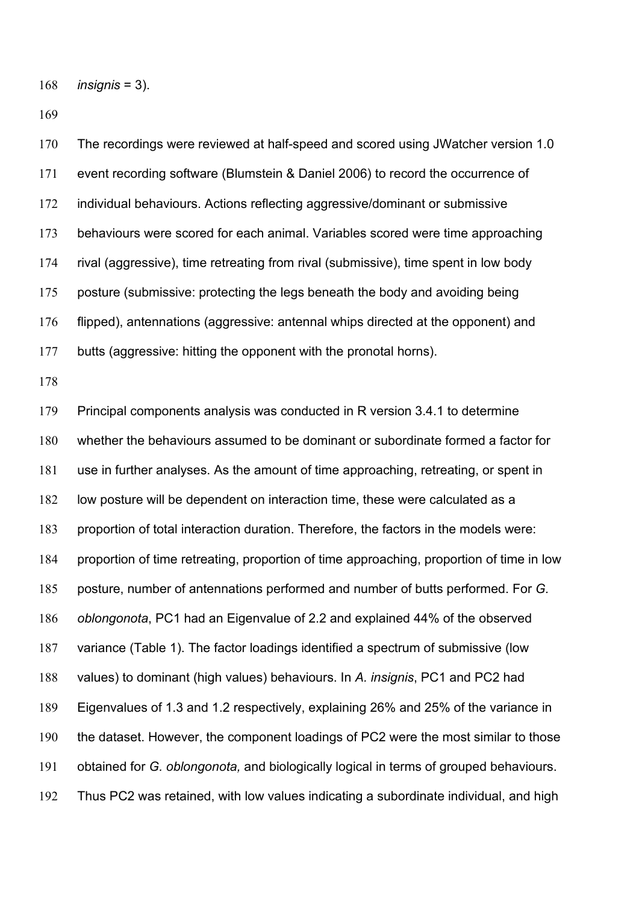*insignis* = 3).

The recordings were reviewed at half-speed and scored using JWatcher version 1.0 event recording software (Blumstein & Daniel 2006) to record the occurrence of individual behaviours. Actions reflecting aggressive/dominant or submissive behaviours were scored for each animal. Variables scored were time approaching rival (aggressive), time retreating from rival (submissive), time spent in low body posture (submissive: protecting the legs beneath the body and avoiding being flipped), antennations (aggressive: antennal whips directed at the opponent) and butts (aggressive: hitting the opponent with the pronotal horns).

Principal components analysis was conducted in R version 3.4.1 to determine whether the behaviours assumed to be dominant or subordinate formed a factor for use in further analyses. As the amount of time approaching, retreating, or spent in low posture will be dependent on interaction time, these were calculated as a proportion of total interaction duration. Therefore, the factors in the models were: proportion of time retreating, proportion of time approaching, proportion of time in low posture, number of antennations performed and number of butts performed. For *G. oblongonota*, PC1 had an Eigenvalue of 2.2 and explained 44% of the observed variance (Table 1). The factor loadings identified a spectrum of submissive (low values) to dominant (high values) behaviours. In *A. insignis*, PC1 and PC2 had Eigenvalues of 1.3 and 1.2 respectively, explaining 26% and 25% of the variance in the dataset. However, the component loadings of PC2 were the most similar to those obtained for *G. oblongonota,* and biologically logical in terms of grouped behaviours. Thus PC2 was retained, with low values indicating a subordinate individual, and high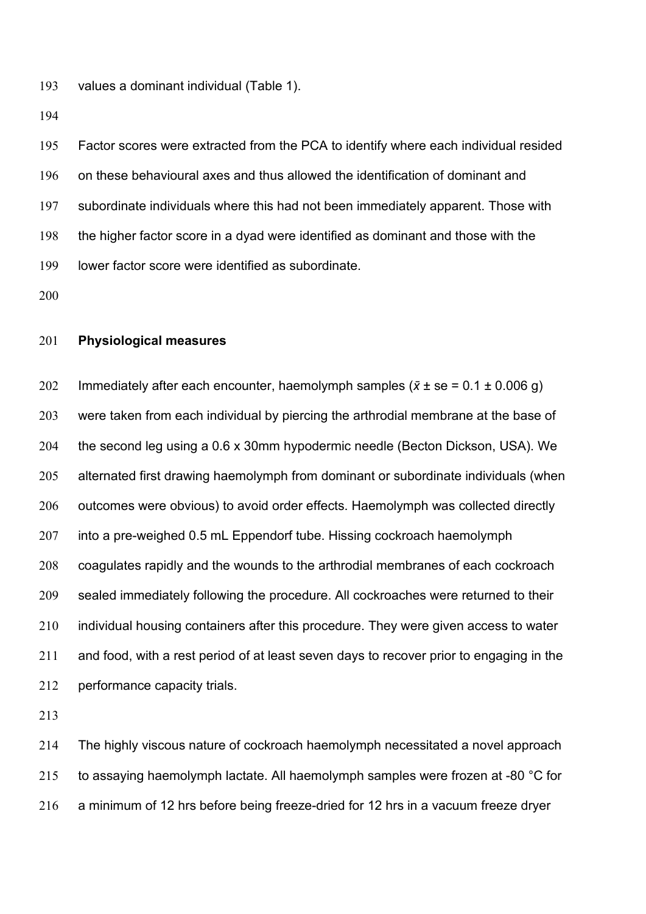values a dominant individual (Table 1).

Factor scores were extracted from the PCA to identify where each individual resided on these behavioural axes and thus allowed the identification of dominant and subordinate individuals where this had not been immediately apparent. Those with the higher factor score in a dyad were identified as dominant and those with the lower factor score were identified as subordinate.

**Physiological measures**

Immediately after each encounter, haemolymph samples ($\bar{x}$ ± se = 0.1 ± 0.006 g) were taken from each individual by piercing the arthrodial membrane at the base of the second leg using a 0.6 x 30mm hypodermic needle (Becton Dickson, USA). We alternated first drawing haemolymph from dominant or subordinate individuals (when outcomes were obvious) to avoid order effects. Haemolymph was collected directly into a pre-weighed 0.5 mL Eppendorf tube. Hissing cockroach haemolymph coagulates rapidly and the wounds to the arthrodial membranes of each cockroach sealed immediately following the procedure. All cockroaches were returned to their individual housing containers after this procedure. They were given access to water and food, with a rest period of at least seven days to recover prior to engaging in the performance capacity trials.

The highly viscous nature of cockroach haemolymph necessitated a novel approach to assaying haemolymph lactate. All haemolymph samples were frozen at -80 °C for a minimum of 12 hrs before being freeze-dried for 12 hrs in a vacuum freeze dryer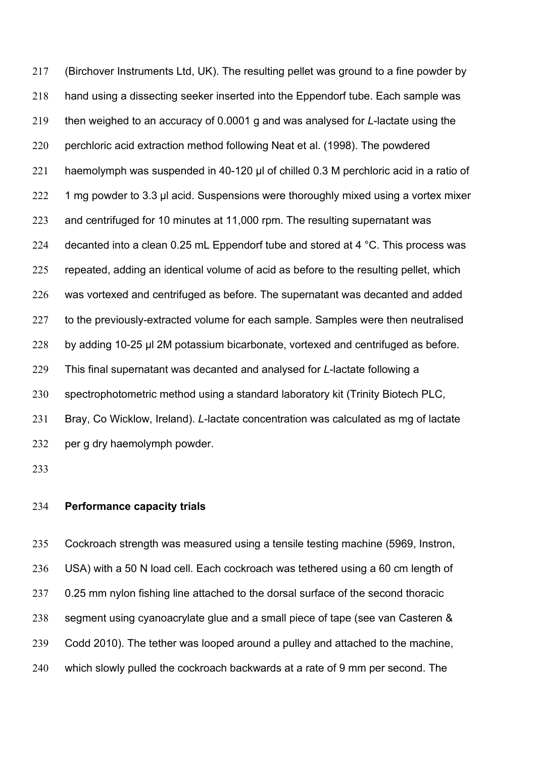(Birchover Instruments Ltd, UK). The resulting pellet was ground to a fine powder by hand using a dissecting seeker inserted into the Eppendorf tube. Each sample was then weighed to an accuracy of 0.0001 g and was analysed for *L*-lactate using the perchloric acid extraction method following Neat et al. (1998). The powdered haemolymph was suspended in 40-120 µl of chilled 0.3 M perchloric acid in a ratio of 1 mg powder to 3.3 µl acid. Suspensions were thoroughly mixed using a vortex mixer and centrifuged for 10 minutes at 11,000 rpm. The resulting supernatant was decanted into a clean 0.25 mL Eppendorf tube and stored at 4 °C. This process was repeated, adding an identical volume of acid as before to the resulting pellet, which was vortexed and centrifuged as before. The supernatant was decanted and added to the previously-extracted volume for each sample. Samples were then neutralised by adding 10-25 µl 2M potassium bicarbonate, vortexed and centrifuged as before. This final supernatant was decanted and analysed for *L*-lactate following a spectrophotometric method using a standard laboratory kit (Trinity Biotech PLC, Bray, Co Wicklow, Ireland). *L*-lactate concentration was calculated as mg of lactate per g dry haemolymph powder.

**Performance capacity trials**

Cockroach strength was measured using a tensile testing machine (5969, Instron, USA) with a 50 N load cell. Each cockroach was tethered using a 60 cm length of 0.25 mm nylon fishing line attached to the dorsal surface of the second thoracic segment using cyanoacrylate glue and a small piece of tape (see van Casteren & Codd 2010). The tether was looped around a pulley and attached to the machine, which slowly pulled the cockroach backwards at a rate of 9 mm per second. The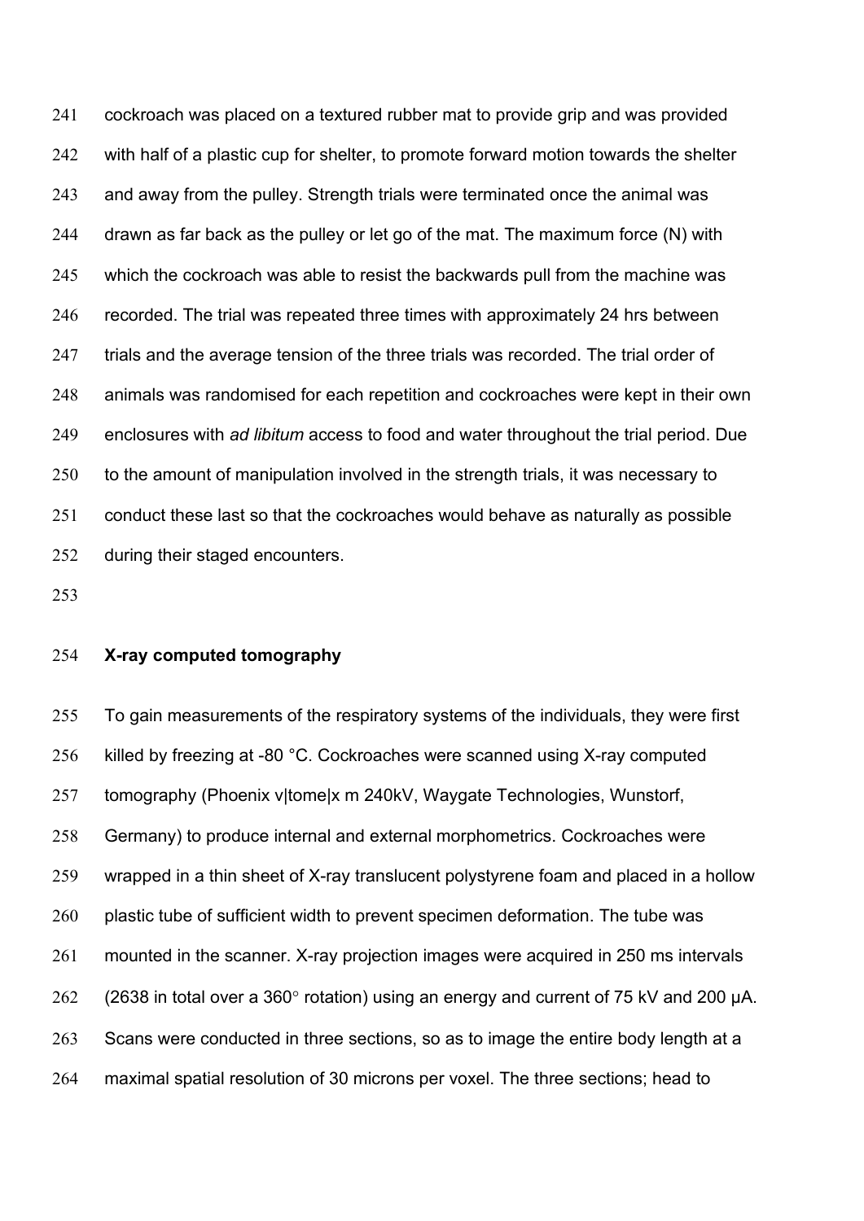cockroach was placed on a textured rubber mat to provide grip and was provided with half of a plastic cup for shelter, to promote forward motion towards the shelter and away from the pulley. Strength trials were terminated once the animal was drawn as far back as the pulley or let go of the mat. The maximum force (N) with which the cockroach was able to resist the backwards pull from the machine was recorded. The trial was repeated three times with approximately 24 hrs between trials and the average tension of the three trials was recorded. The trial order of animals was randomised for each repetition and cockroaches were kept in their own enclosures with *ad libitum* access to food and water throughout the trial period. Due to the amount of manipulation involved in the strength trials, it was necessary to conduct these last so that the cockroaches would behave as naturally as possible during their staged encounters.

**X-ray computed tomography**

To gain measurements of the respiratory systems of the individuals, they were first killed by freezing at -80 °C. Cockroaches were scanned using X-ray computed tomography (Phoenix v|tome|x m 240kV, Waygate Technologies, Wunstorf, Germany) to produce internal and external morphometrics. Cockroaches were wrapped in a thin sheet of X-ray translucent polystyrene foam and placed in a hollow plastic tube of sufficient width to prevent specimen deformation. The tube was mounted in the scanner. X-ray projection images were acquired in 250 ms intervals (2638 in total over a 360° rotation) using an energy and current of 75 kV and 200 μA. Scans were conducted in three sections, so as to image the entire body length at a maximal spatial resolution of 30 microns per voxel. The three sections; head to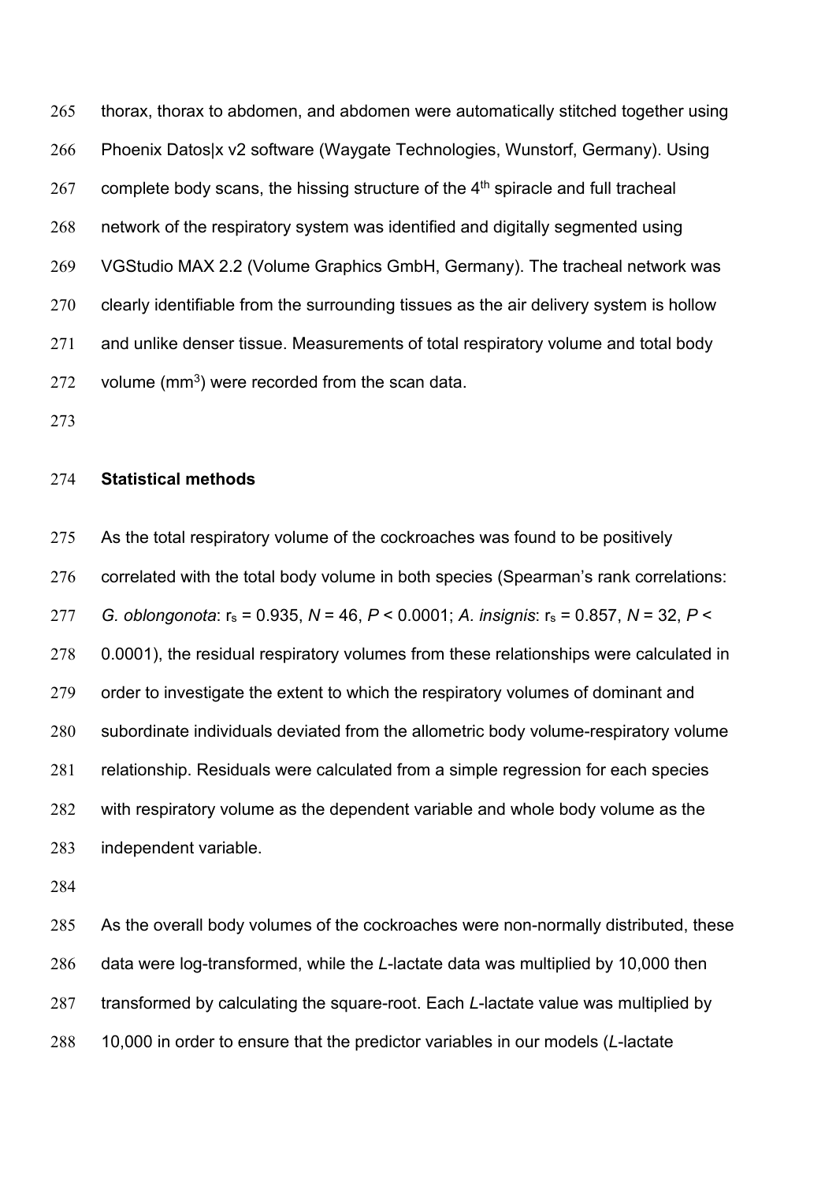thorax, thorax to abdomen, and abdomen were automatically stitched together using Phoenix Datos|x v2 software (Waygate Technologies, Wunstorf, Germany). Using complete body scans, the hissing structure of the 4th spiracle and full tracheal network of the respiratory system was identified and digitally segmented using VGStudio MAX 2.2 (Volume Graphics GmbH, Germany). The tracheal network was clearly identifiable from the surrounding tissues as the air delivery system is hollow and unlike denser tissue. Measurements of total respiratory volume and total body volume ($mm^3$) were recorded from the scan data.

**Statistical methods**

As the total respiratory volume of the cockroaches was found to be positively correlated with the total body volume in both species (Spearman's rank correlations: *G. oblongonota*: $r_s = 0.935$, $N = 46$, $P < 0.0001$; *A. insignis*: $r_s = 0.857$, $N = 32$, $P < 0.0001$), the residual respiratory volumes from these relationships were calculated in order to investigate the extent to which the respiratory volumes of dominant and subordinate individuals deviated from the allometric body volume-respiratory volume relationship. Residuals were calculated from a simple regression for each species with respiratory volume as the dependent variable and whole body volume as the independent variable.

As the overall body volumes of the cockroaches were non-normally distributed, these data were log-transformed, while the *L*-lactate data was multiplied by 10,000 then transformed by calculating the square-root. Each *L*-lactate value was multiplied by 10,000 in order to ensure that the predictor variables in our models (*L*-lactate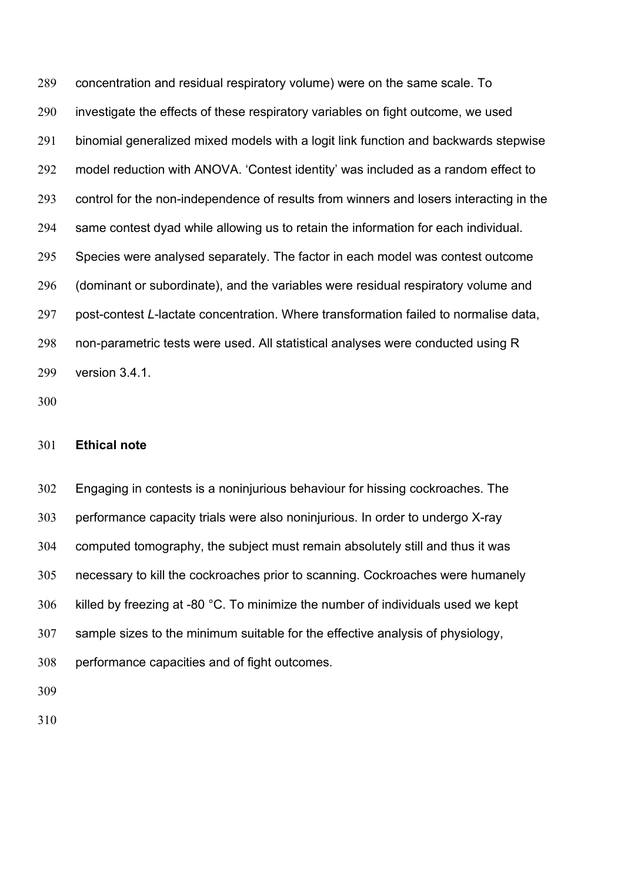concentration and residual respiratory volume) were on the same scale. To investigate the effects of these respiratory variables on fight outcome, we used binomial generalized mixed models with a logit link function and backwards stepwise model reduction with ANOVA. 'Contest identity' was included as a random effect to control for the non-independence of results from winners and losers interacting in the same contest dyad while allowing us to retain the information for each individual. Species were analysed separately. The factor in each model was contest outcome (dominant or subordinate), and the variables were residual respiratory volume and post-contest *L*-lactate concentration. Where transformation failed to normalise data, non-parametric tests were used. All statistical analyses were conducted using R version 3.4.1.

### Ethical note

Engaging in contests is a noninjurious behaviour for hissing cockroaches. The performance capacity trials were also noninjurious. In order to undergo X-ray computed tomography, the subject must remain absolutely still and thus it was necessary to kill the cockroaches prior to scanning. Cockroaches were humanely killed by freezing at -80 °C. To minimize the number of individuals used we kept sample sizes to the minimum suitable for the effective analysis of physiology, performance capacities and of fight outcomes.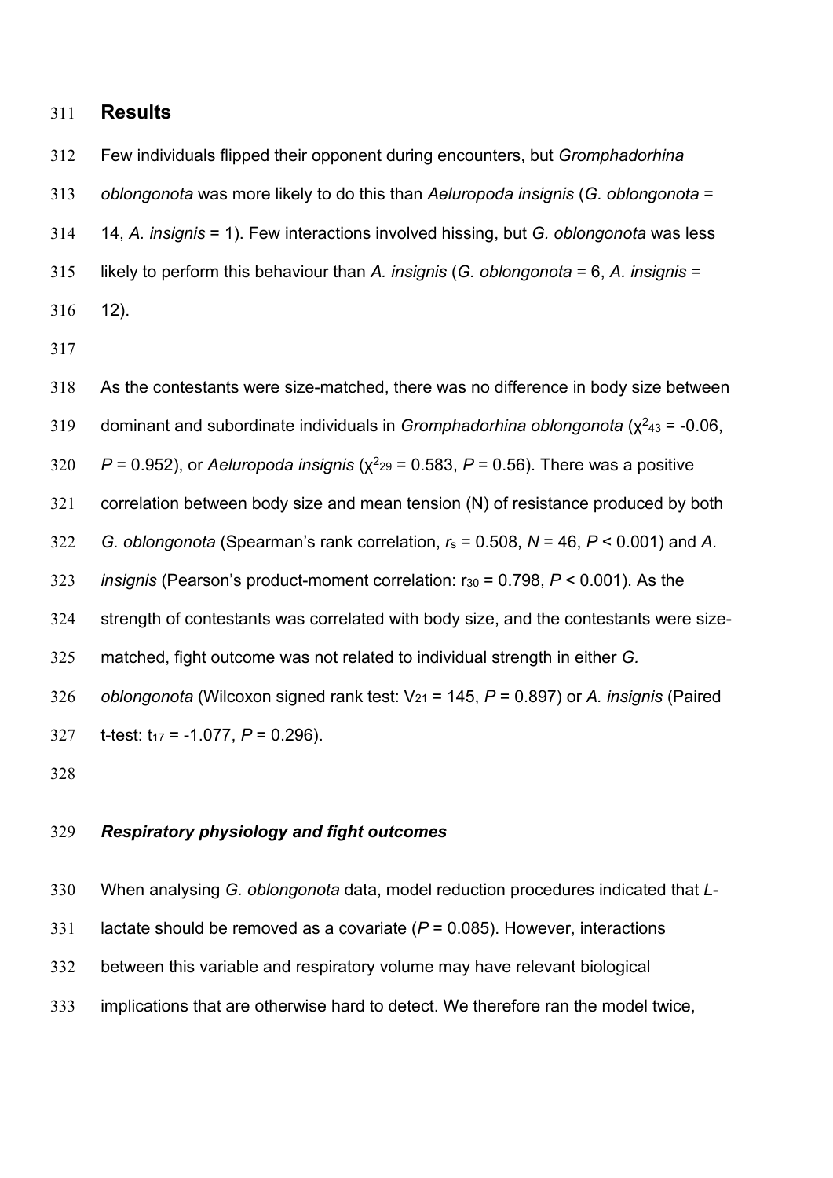## Results

Few individuals flipped their opponent during encounters, but *Gromphadorhina oblongonota* was more likely to do this than *Aeluropoda insignis* (*G. oblongonota* = 14, *A. insignis* = 1). Few interactions involved hissing, but *G. oblongonota* was less likely to perform this behaviour than *A. insignis* (*G. oblongonota* = 6, *A. insignis* = 12).

As the contestants were size-matched, there was no difference in body size between dominant and subordinate individuals in *Gromphadorhina oblongonota* ($\chi^2_{43}$ = -0.06, $P$ = 0.952), or *Aeluropoda insignis* ($\chi^2_{29}$ = 0.583, $P$ = 0.56). There was a positive correlation between body size and mean tension (N) of resistance produced by both *G. oblongonota* (Spearman's rank correlation, $r_s$ = 0.508, $N$ = 46, $P$ < 0.001) and *A. insignis* (Pearson's product-moment correlation: $r_{30}$ = 0.798, $P$ < 0.001). As the strength of contestants was correlated with body size, and the contestants were size-matched, fight outcome was not related to individual strength in either *G. oblongonota* (Wilcoxon signed rank test: $V_{21}$ = 145, $P$ = 0.897) or *A. insignis* (Paired t-test: $t_{17}$ = -1.077, $P$ = 0.296).

### *Respiratory physiology and fight outcomes*

When analysing *G. oblongonota* data, model reduction procedures indicated that *L*-lactate should be removed as a covariate ($P$ = 0.085). However, interactions between this variable and respiratory volume may have relevant biological implications that are otherwise hard to detect. We therefore ran the model twice,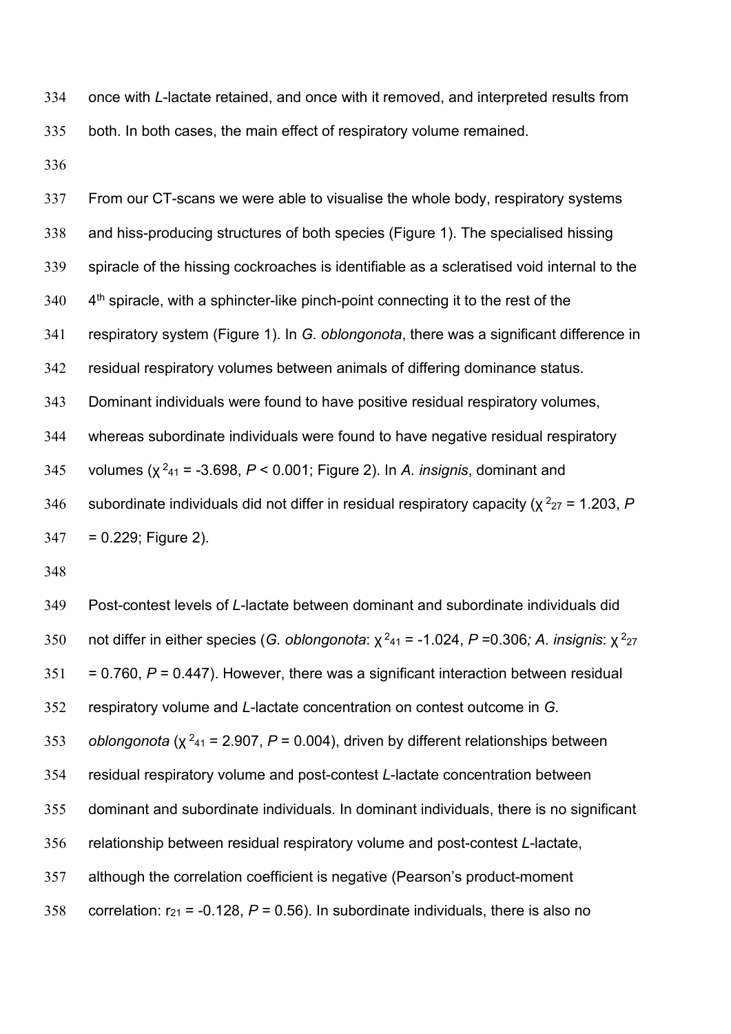once with *L*-lactate retained, and once with it removed, and interpreted results from both. In both cases, the main effect of respiratory volume remained.

From our CT-scans we were able to visualise the whole body, respiratory systems and hiss-producing structures of both species (Figure 1). The specialised hissing spiracle of the hissing cockroaches is identifiable as a scleratised void internal to the 4th spiracle, with a sphincter-like pinch-point connecting it to the rest of the respiratory system (Figure 1). In *G. oblongonota*, there was a significant difference in residual respiratory volumes between animals of differing dominance status. Dominant individuals were found to have positive residual respiratory volumes, whereas subordinate individuals were found to have negative residual respiratory volumes ($\chi^2_{41} = -3.698$, $P < 0.001$; Figure 2). In *A. insignis*, dominant and subordinate individuals did not differ in residual respiratory capacity ($\chi^2_{27} = 1.203$, $P = 0.229$; Figure 2).

Post-contest levels of *L*-lactate between dominant and subordinate individuals did not differ in either species (*G. oblongonota*: $\chi^2_{41} = -1.024$, $P = 0.306$; *A. insignis*: $\chi^2_{27} = 0.760$, $P = 0.447$). However, there was a significant interaction between residual respiratory volume and *L*-lactate concentration on contest outcome in *G. oblongonota* ($\chi^2_{41} = 2.907$, $P = 0.004$), driven by different relationships between residual respiratory volume and post-contest *L*-lactate concentration between dominant and subordinate individuals. In dominant individuals, there is no significant relationship between residual respiratory volume and post-contest *L*-lactate, although the correlation coefficient is negative (Pearson's product-moment correlation: $r_{21} = -0.128$, $P = 0.56$). In subordinate individuals, there is also no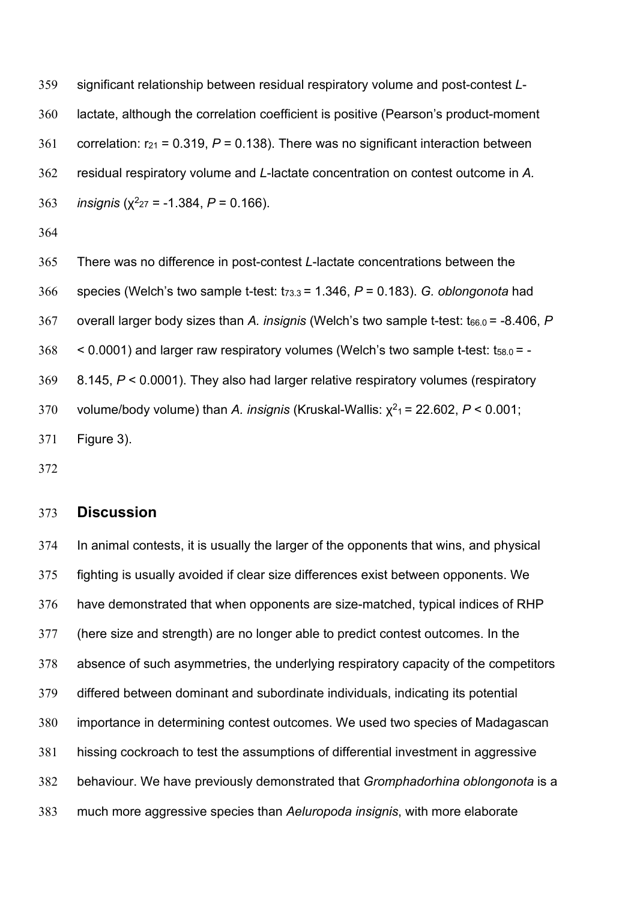significant relationship between residual respiratory volume and post-contest *L*-lactate, although the correlation coefficient is positive (Pearson's product-moment correlation: $r_{21} = 0.319$, $P = 0.138$). There was no significant interaction between residual respiratory volume and *L*-lactate concentration on contest outcome in *A. insignis* ($\chi^2_{27} = -1.384$, $P = 0.166$).

There was no difference in post-contest *L*-lactate concentrations between the species (Welch's two sample t-test: $t_{73.3} = 1.346$, $P = 0.183$). *G. oblongonota* had overall larger body sizes than *A. insignis* (Welch's two sample t-test: $t_{66.0} = -8.406$, $P < 0.0001$) and larger raw respiratory volumes (Welch's two sample t-test: $t_{58.0} = -8.145$, $P < 0.0001$). They also had larger relative respiratory volumes (respiratory volume/body volume) than *A. insignis* (Kruskal-Wallis: $\chi^2_1 = 22.602$, $P < 0.001$; Figure 3).

## Discussion

In animal contests, it is usually the larger of the opponents that wins, and physical fighting is usually avoided if clear size differences exist between opponents. We have demonstrated that when opponents are size-matched, typical indices of RHP (here size and strength) are no longer able to predict contest outcomes. In the absence of such asymmetries, the underlying respiratory capacity of the competitors differed between dominant and subordinate individuals, indicating its potential importance in determining contest outcomes. We used two species of Madagascan hissing cockroach to test the assumptions of differential investment in aggressive behaviour. We have previously demonstrated that *Gromphadorhina oblongonota* is a much more aggressive species than *Aeluropoda insignis*, with more elaborate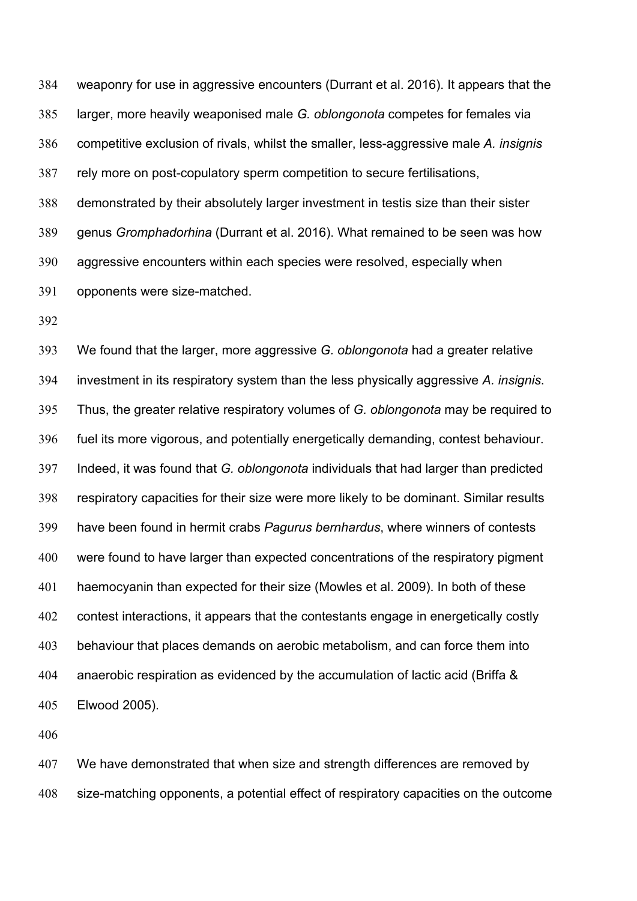weaponry for use in aggressive encounters (Durrant et al. 2016). It appears that the larger, more heavily weaponised male *G. oblongonota* competes for females via competitive exclusion of rivals, whilst the smaller, less-aggressive male *A. insignis* rely more on post-copulatory sperm competition to secure fertilisations, demonstrated by their absolutely larger investment in testis size than their sister genus *Gromphadorhina* (Durrant et al. 2016). What remained to be seen was how aggressive encounters within each species were resolved, especially when opponents were size-matched.

We found that the larger, more aggressive *G. oblongonota* had a greater relative investment in its respiratory system than the less physically aggressive *A. insignis*. Thus, the greater relative respiratory volumes of *G. oblongonota* may be required to fuel its more vigorous, and potentially energetically demanding, contest behaviour. Indeed, it was found that *G. oblongonota* individuals that had larger than predicted respiratory capacities for their size were more likely to be dominant. Similar results have been found in hermit crabs *Pagurus bernhardus*, where winners of contests were found to have larger than expected concentrations of the respiratory pigment haemocyanin than expected for their size (Mowles et al. 2009). In both of these contest interactions, it appears that the contestants engage in energetically costly behaviour that places demands on aerobic metabolism, and can force them into anaerobic respiration as evidenced by the accumulation of lactic acid (Briffa & Elwood 2005).

We have demonstrated that when size and strength differences are removed by size-matching opponents, a potential effect of respiratory capacities on the outcome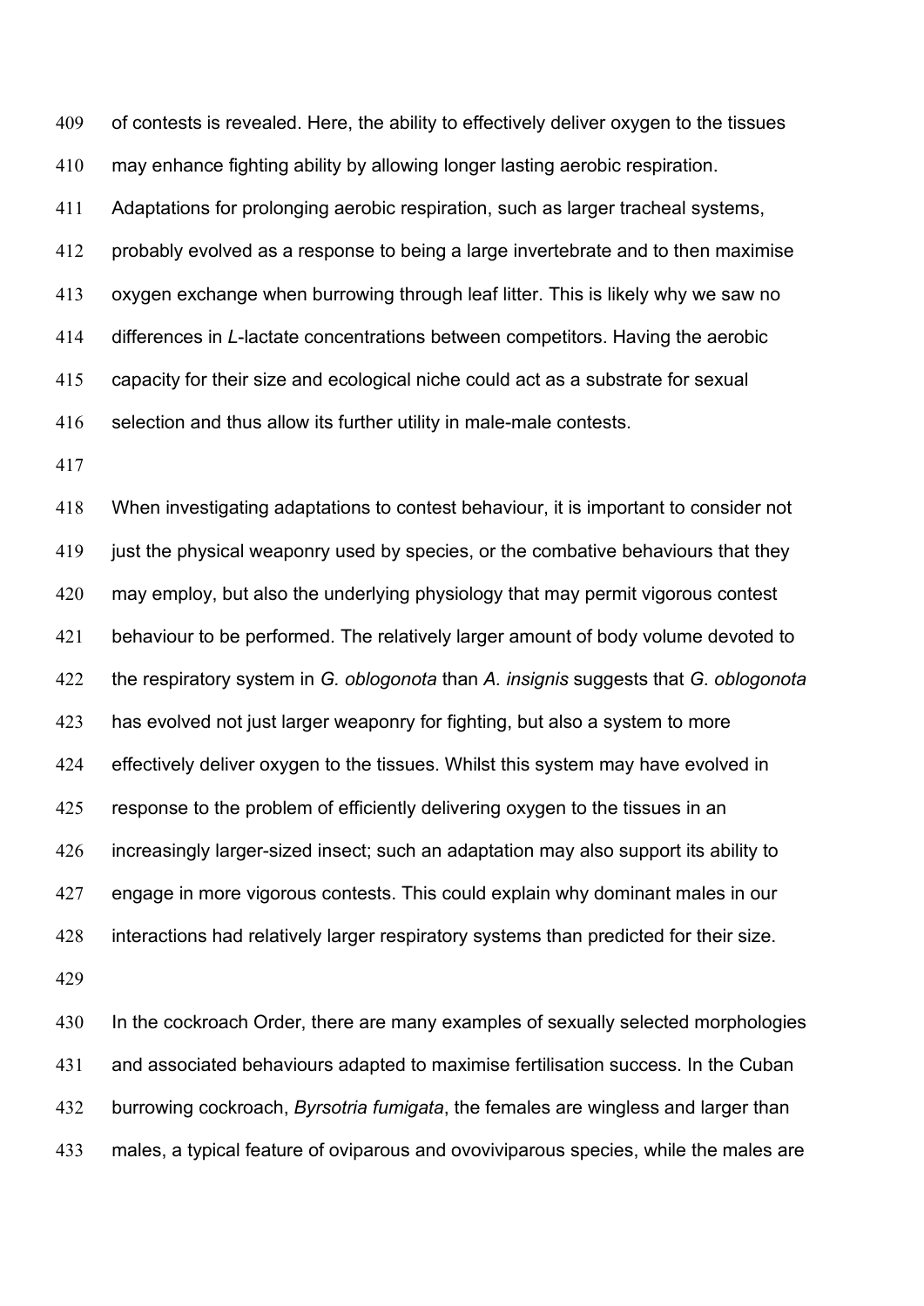of contests is revealed. Here, the ability to effectively deliver oxygen to the tissues may enhance fighting ability by allowing longer lasting aerobic respiration. Adaptations for prolonging aerobic respiration, such as larger tracheal systems, probably evolved as a response to being a large invertebrate and to then maximise oxygen exchange when burrowing through leaf litter. This is likely why we saw no differences in *L*-lactate concentrations between competitors. Having the aerobic capacity for their size and ecological niche could act as a substrate for sexual selection and thus allow its further utility in male-male contests.

When investigating adaptations to contest behaviour, it is important to consider not just the physical weaponry used by species, or the combative behaviours that they may employ, but also the underlying physiology that may permit vigorous contest behaviour to be performed. The relatively larger amount of body volume devoted to the respiratory system in *G. oblogonota* than *A. insignis* suggests that *G. oblogonota* has evolved not just larger weaponry for fighting, but also a system to more effectively deliver oxygen to the tissues. Whilst this system may have evolved in response to the problem of efficiently delivering oxygen to the tissues in an increasingly larger-sized insect; such an adaptation may also support its ability to engage in more vigorous contests. This could explain why dominant males in our interactions had relatively larger respiratory systems than predicted for their size.

In the cockroach Order, there are many examples of sexually selected morphologies and associated behaviours adapted to maximise fertilisation success. In the Cuban burrowing cockroach, *Byrsotria fumigata*, the females are wingless and larger than males, a typical feature of oviparous and ovoviviparous species, while the males are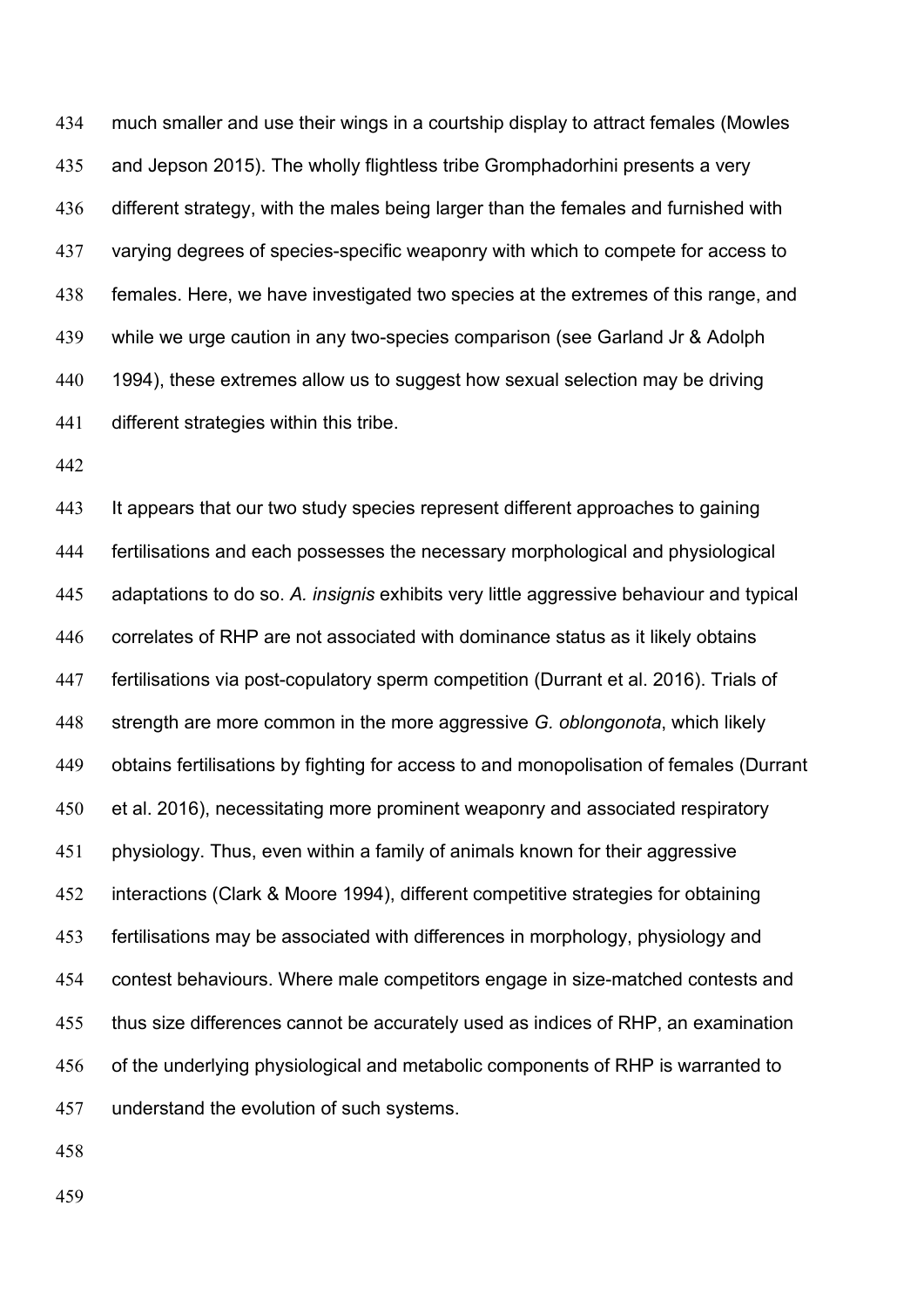much smaller and use their wings in a courtship display to attract females (Mowles and Jepson 2015). The wholly flightless tribe Gromphadorhini presents a very different strategy, with the males being larger than the females and furnished with varying degrees of species-specific weaponry with which to compete for access to females. Here, we have investigated two species at the extremes of this range, and while we urge caution in any two-species comparison (see Garland Jr & Adolph 1994), these extremes allow us to suggest how sexual selection may be driving different strategies within this tribe.

It appears that our two study species represent different approaches to gaining fertilisations and each possesses the necessary morphological and physiological adaptations to do so. *A. insignis* exhibits very little aggressive behaviour and typical correlates of RHP are not associated with dominance status as it likely obtains fertilisations via post-copulatory sperm competition (Durrant et al. 2016). Trials of strength are more common in the more aggressive *G. oblongonota*, which likely obtains fertilisations by fighting for access to and monopolisation of females (Durrant et al. 2016), necessitating more prominent weaponry and associated respiratory physiology. Thus, even within a family of animals known for their aggressive interactions (Clark & Moore 1994), different competitive strategies for obtaining fertilisations may be associated with differences in morphology, physiology and contest behaviours. Where male competitors engage in size-matched contests and thus size differences cannot be accurately used as indices of RHP, an examination of the underlying physiological and metabolic components of RHP is warranted to understand the evolution of such systems.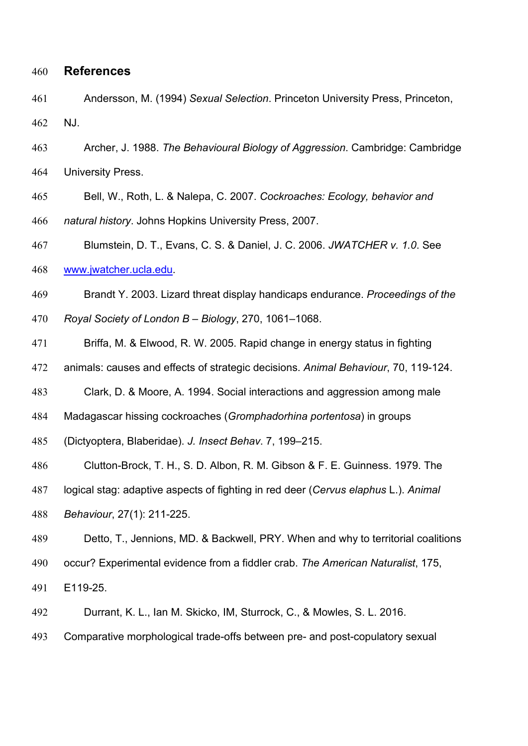## References

Andersson, M. (1994) *Sexual Selection*. Princeton University Press, Princeton, NJ.

Archer, J. 1988. *The Behavioural Biology of Aggression*. Cambridge: Cambridge University Press.

Bell, W., Roth, L. & Nalepa, C. 2007. *Cockroaches: Ecology, behavior and natural history*. Johns Hopkins University Press, 2007.

Blumstein, D. T., Evans, C. S. & Daniel, J. C. 2006. *JWATCHER v. 1.0*. See www.jwatcher.ucla.edu.

Brandt Y. 2003. Lizard threat display handicaps endurance. *Proceedings of the Royal Society of London B – Biology*, 270, 1061–1068.

Briffa, M. & Elwood, R. W. 2005. Rapid change in energy status in fighting animals: causes and effects of strategic decisions. *Animal Behaviour*, 70, 119-124.

Clark, D. & Moore, A. 1994. Social interactions and aggression among male Madagascar hissing cockroaches (*Gromphadorhina portentosa*) in groups (Dictyoptera, Blaberidae). *J. Insect Behav*. 7, 199–215.

Clutton-Brock, T. H., S. D. Albon, R. M. Gibson & F. E. Guinness. 1979. The logical stag: adaptive aspects of fighting in red deer (*Cervus elaphus* L.). *Animal Behaviour*, 27(1): 211-225.

Detto, T., Jennions, MD. & Backwell, PRY. When and why to territorial coalitions occur? Experimental evidence from a fiddler crab. *The American Naturalist*, 175, E119-25.

Durrant, K. L., Ian M. Skicko, IM, Sturrock, C., & Mowles, S. L. 2016. Comparative morphological trade-offs between pre- and post-copulatory sexual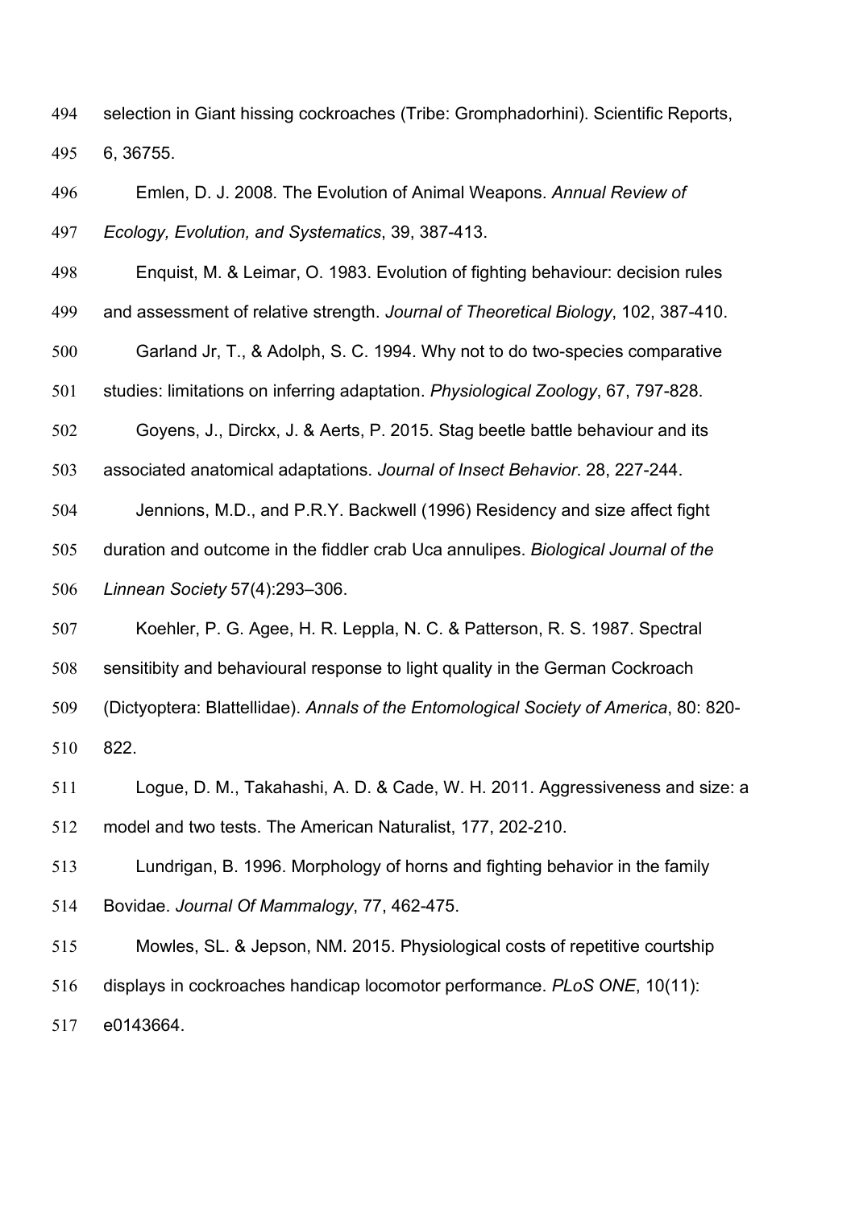selection in Giant hissing cockroaches (Tribe: Gromphadorhini). Scientific Reports, 6, 36755.

Emlen, D. J. 2008. The Evolution of Animal Weapons. *Annual Review of Ecology, Evolution, and Systematics*, 39, 387-413.

Enquist, M. & Leimar, O. 1983. Evolution of fighting behaviour: decision rules and assessment of relative strength. *Journal of Theoretical Biology*, 102, 387-410.

Garland Jr, T., & Adolph, S. C. 1994. Why not to do two-species comparative studies: limitations on inferring adaptation. *Physiological Zoology*, 67, 797-828.

Goyens, J., Dirckx, J. & Aerts, P. 2015. Stag beetle battle behaviour and its associated anatomical adaptations. *Journal of Insect Behavior*. 28, 227-244.

Jennions, M.D., and P.R.Y. Backwell (1996) Residency and size affect fight duration and outcome in the fiddler crab Uca annulipes. *Biological Journal of the Linnean Society* 57(4):293–306.

Koehler, P. G. Agee, H. R. Leppla, N. C. & Patterson, R. S. 1987. Spectral sensitibity and behavioural response to light quality in the German Cockroach (Dictyoptera: Blattellidae). *Annals of the Entomological Society of America*, 80: 820-822.

Logue, D. M., Takahashi, A. D. & Cade, W. H. 2011. Aggressiveness and size: a model and two tests. The American Naturalist, 177, 202-210.

Lundrigan, B. 1996. Morphology of horns and fighting behavior in the family Bovidae. *Journal Of Mammalogy*, 77, 462-475.

Mowles, SL. & Jepson, NM. 2015. Physiological costs of repetitive courtship displays in cockroaches handicap locomotor performance. *PLoS ONE*, 10(11): e0143664.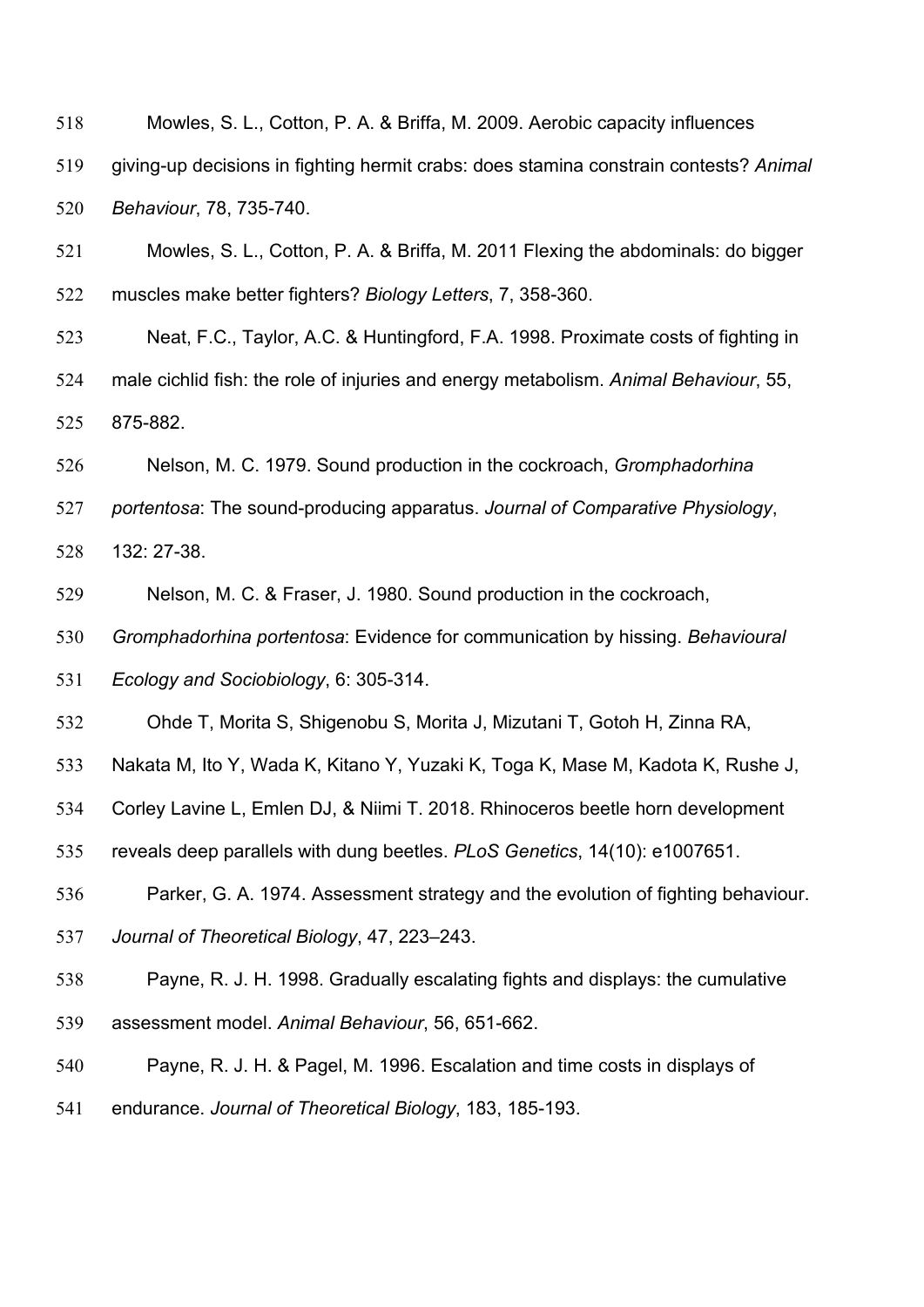Mowles, S. L., Cotton, P. A. & Briffa, M. 2009. Aerobic capacity influences giving-up decisions in fighting hermit crabs: does stamina constrain contests? *Animal Behaviour*, 78, 735-740.

Mowles, S. L., Cotton, P. A. & Briffa, M. 2011 Flexing the abdominals: do bigger muscles make better fighters? *Biology Letters*, 7, 358-360.

Neat, F.C., Taylor, A.C. & Huntingford, F.A. 1998. Proximate costs of fighting in male cichlid fish: the role of injuries and energy metabolism. *Animal Behaviour*, 55, 875-882.

Nelson, M. C. 1979. Sound production in the cockroach, *Gromphadorhina portentosa*: The sound-producing apparatus. *Journal of Comparative Physiology*, 132: 27-38.

Nelson, M. C. & Fraser, J. 1980. Sound production in the cockroach, *Gromphadorhina portentosa*: Evidence for communication by hissing. *Behavioural Ecology and Sociobiology*, 6: 305-314.

Ohde T, Morita S, Shigenobu S, Morita J, Mizutani T, Gotoh H, Zinna RA, Nakata M, Ito Y, Wada K, Kitano Y, Yuzaki K, Toga K, Mase M, Kadota K, Rushe J, Corley Lavine L, Emlen DJ, & Niimi T. 2018. Rhinoceros beetle horn development reveals deep parallels with dung beetles. *PLoS Genetics*, 14(10): e1007651.

Parker, G. A. 1974. Assessment strategy and the evolution of fighting behaviour. *Journal of Theoretical Biology*, 47, 223–243.

Payne, R. J. H. 1998. Gradually escalating fights and displays: the cumulative assessment model. *Animal Behaviour*, 56, 651-662.

Payne, R. J. H. & Pagel, M. 1996. Escalation and time costs in displays of endurance. *Journal of Theoretical Biology*, 183, 185-193.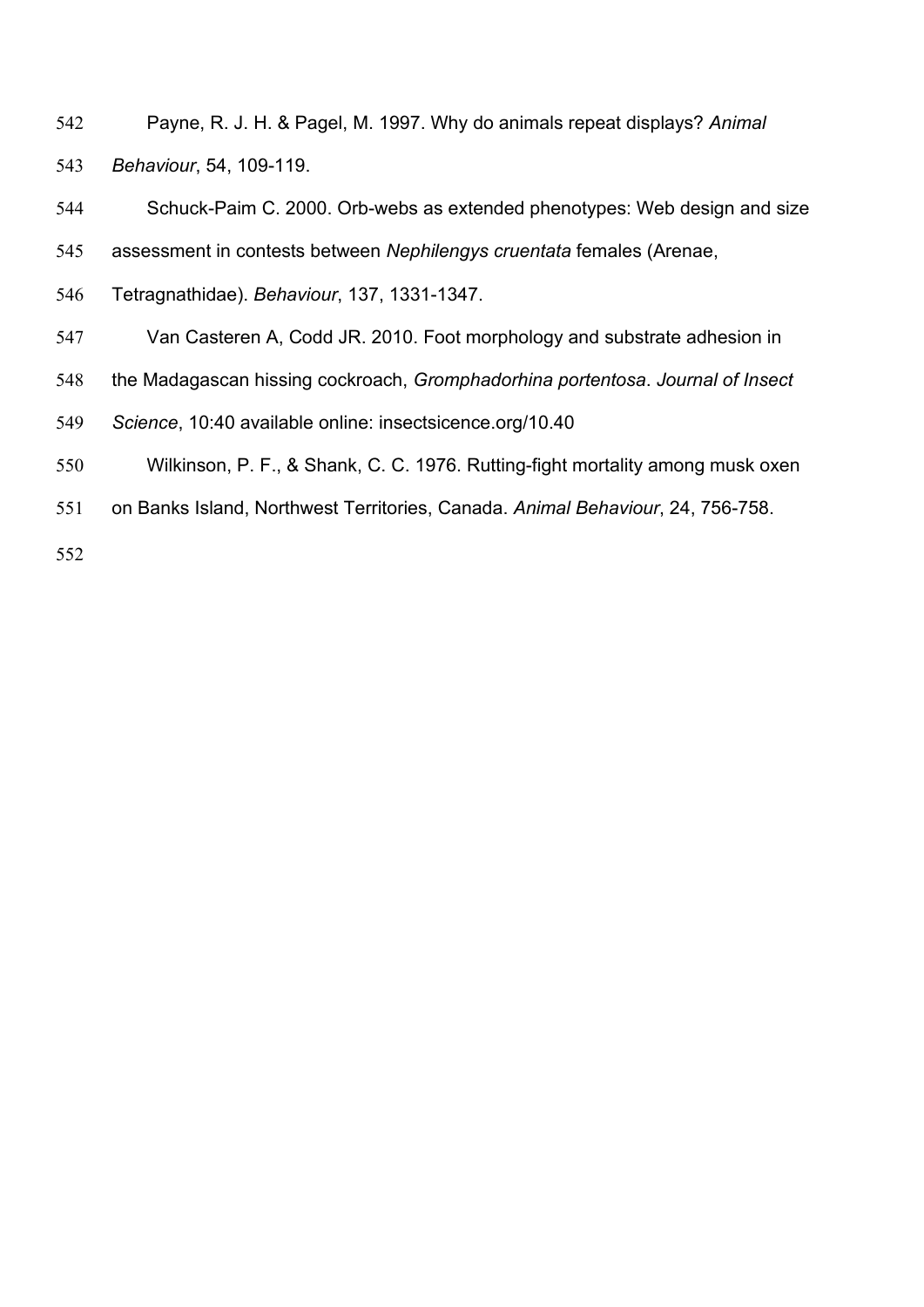Payne, R. J. H. & Pagel, M. 1997. Why do animals repeat displays? *Animal Behaviour*, 54, 109-119.

Schuck-Paim C. 2000. Orb-webs as extended phenotypes: Web design and size assessment in contests between *Nephilengys cruentata* females (Arenae, Tetragnathidae). *Behaviour*, 137, 1331-1347.

Van Casteren A, Codd JR. 2010. Foot morphology and substrate adhesion in the Madagascan hissing cockroach, *Gromphadorhina portentosa*. *Journal of Insect Science*, 10:40 available online: insectsicence.org/10.40

Wilkinson, P. F., & Shank, C. C. 1976. Rutting-fight mortality among musk oxen on Banks Island, Northwest Territories, Canada. *Animal Behaviour*, 24, 756-758.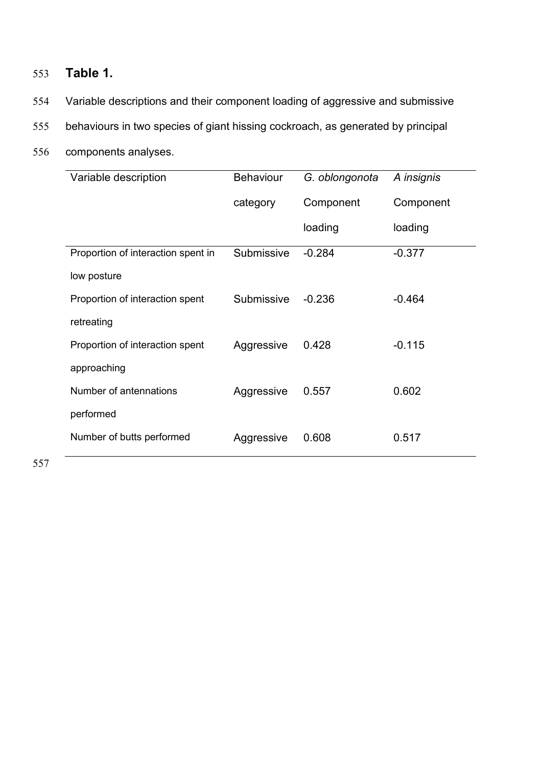**Table 1.**

Variable descriptions and their component loading of aggressive and submissive behaviours in two species of giant hissing cockroach, as generated by principal components analyses.

| Variable description | Behaviour category | *G. oblongonota* Component loading | *A insignis* Component loading |
|---|---|---|---|
| Proportion of interaction spent in low posture | Submissive | -0.284 | -0.377 |
| Proportion of interaction spent retreating | Submissive | -0.236 | -0.464 |
| Proportion of interaction spent approaching | Aggressive | 0.428 | -0.115 |
| Number of antennations performed | Aggressive | 0.557 | 0.602 |
| Number of butts performed | Aggressive | 0.608 | 0.517 |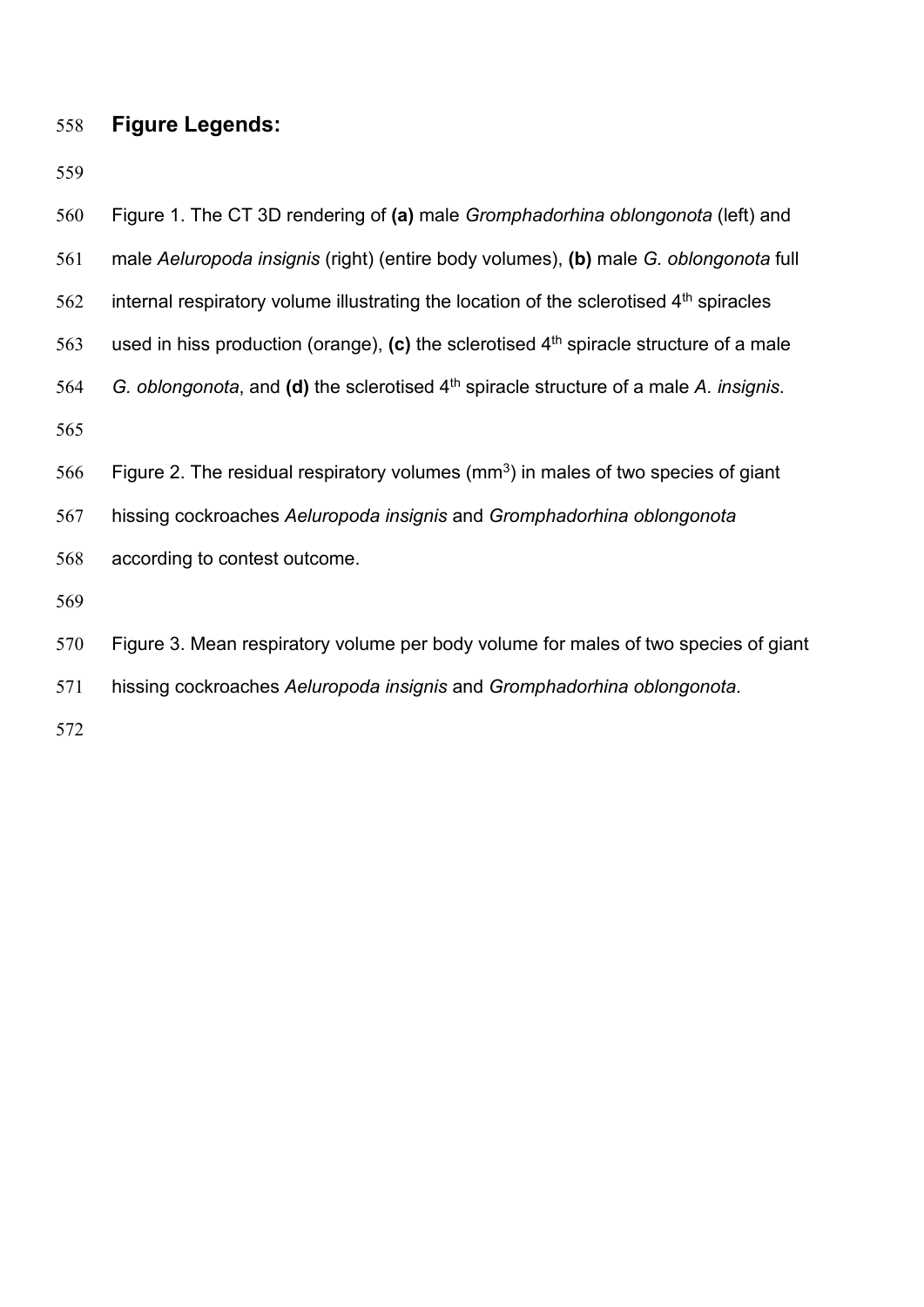## Figure Legends:

Figure 1. The CT 3D rendering of **(a)** male *Gromphadorhina oblongonota* (left) and male *Aeluropoda insignis* (right) (entire body volumes), **(b)** male *G. oblongonota* full internal respiratory volume illustrating the location of the sclerotised 4th spiracles used in hiss production (orange), **(c)** the sclerotised 4th spiracle structure of a male *G. oblongonota*, and **(d)** the sclerotised 4th spiracle structure of a male *A. insignis*.

Figure 2. The residual respiratory volumes ($mm^3$) in males of two species of giant hissing cockroaches *Aeluropoda insignis* and *Gromphadorhina oblongonota* according to contest outcome.

Figure 3. Mean respiratory volume per body volume for males of two species of giant hissing cockroaches *Aeluropoda insignis* and *Gromphadorhina oblongonota*.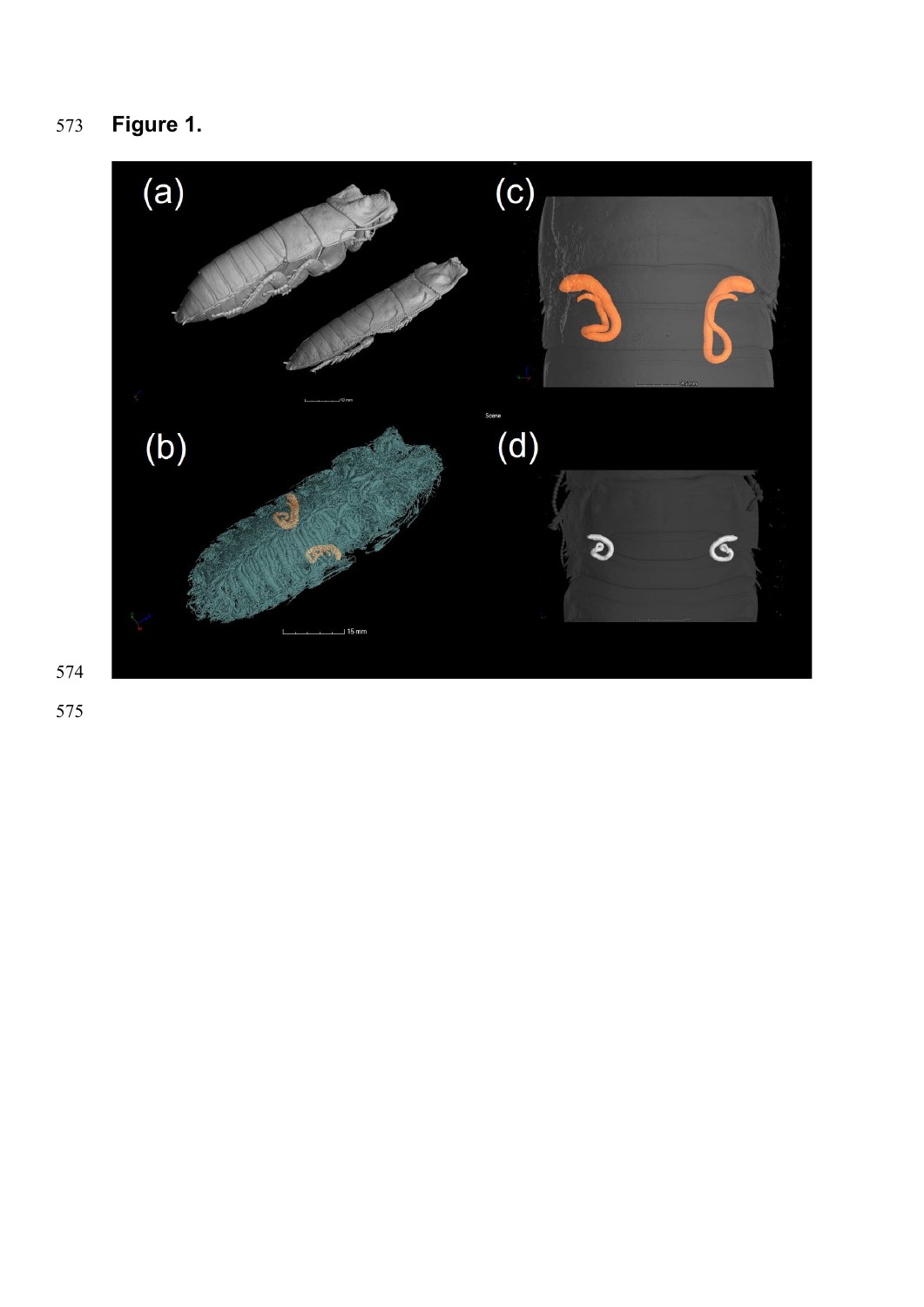**Figure 1.**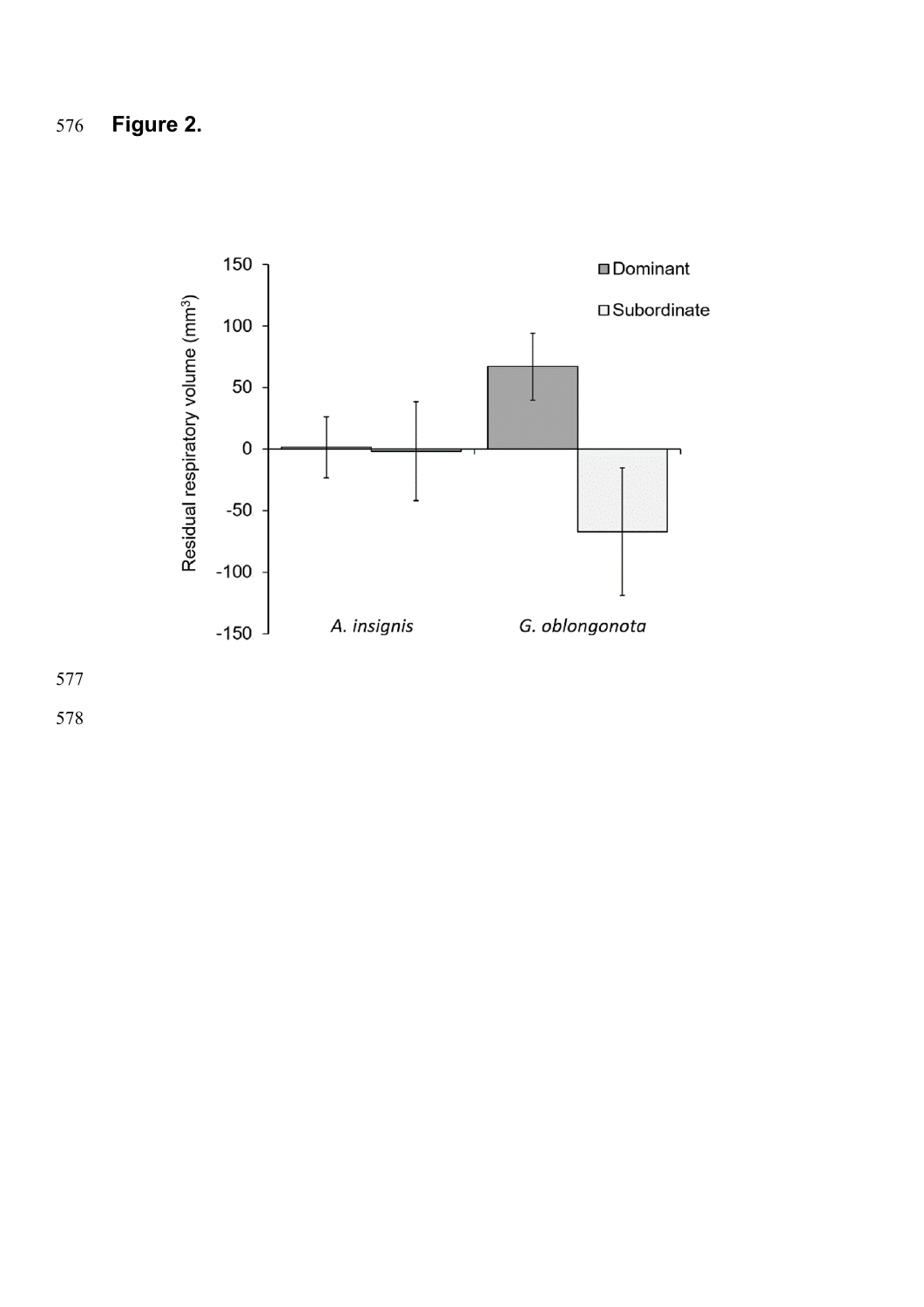**Figure 2.**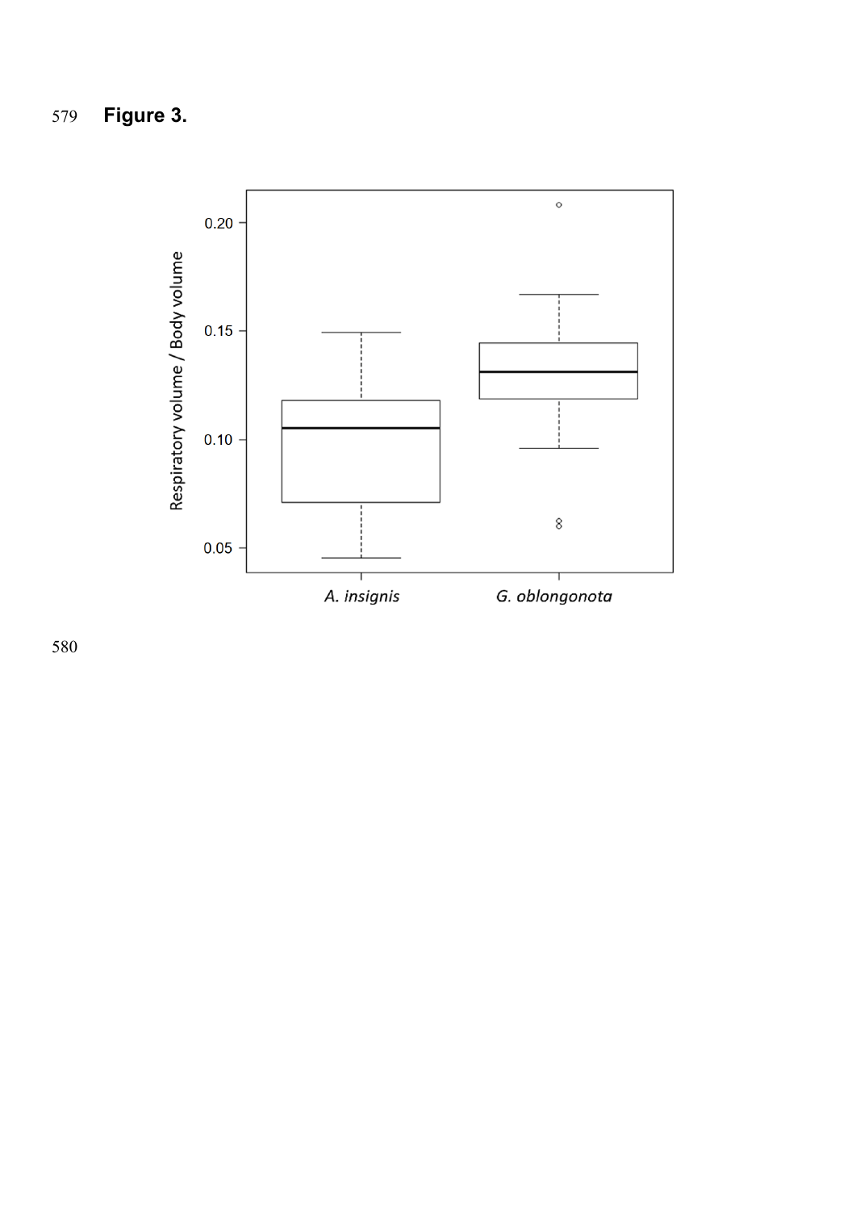**Figure 3.**

Respiratory volume / Body volume

0.20

0.15

0.10

0.05

*A. insignis*

*G. oblongonota*